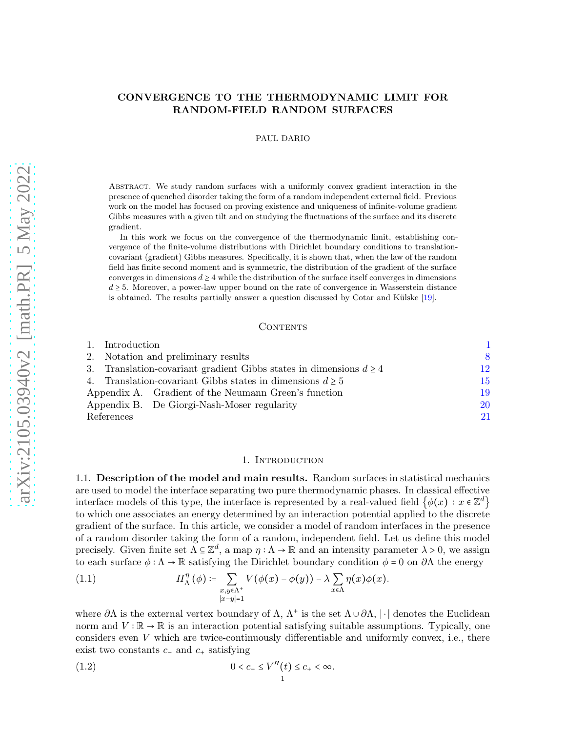# CONVERGENCE TO THE THERMODYNAMIC LIMIT FOR RANDOM-FIELD RANDOM SURFACES

PAUL DARIO

Abstract. We study random surfaces with a uniformly convex gradient interaction in the presence of quenched disorder taking the form of a random independent external field. Previous work on the model has focused on proving existence and uniqueness of infinite-volume gradient Gibbs measures with a given tilt and on studying the fluctuations of the surface and its discrete gradient.

In this work we focus on the convergence of the thermodynamic limit, establishing convergence of the finite-volume distributions with Dirichlet boundary conditions to translation-covariant (gradient) Gibbs measures. Specifically, it is shown that, when the law of the random field has finite second moment and is symmetric, the distribution of the gradient of the surface converges in dimensions $d \geq 4$ while the distribution of the surface itself converges in dimensions $d \geq 5$. Moreover, a power-law upper bound on the rate of convergence in Wasserstein distance is obtained. The results partially answer a question discussed by Cotar and Külske [19].

## Contents

| | |
|---|---|
| 1. Introduction | 1 |
| 2. Notation and preliminary results | 8 |
| 3. Translation-covariant gradient Gibbs states in dimensions $d \geq 4$ | 12 |
| 4. Translation-covariant Gibbs states in dimensions $d \geq 5$ | 15 |
| Appendix A. Gradient of the Neumann Green's function | 19 |
| Appendix B. De Giorgi-Nash-Moser regularity | 20 |
| References | 21 |

## 1. Introduction

1.1. **Description of the model and main results.** Random surfaces in statistical mechanics are used to model the interface separating two pure thermodynamic phases. In classical effective interface models of this type, the interface is represented by a real-valued field $\{\phi(x) : x \in \mathbb{Z}^d\}$ to which one associates an energy determined by an interaction potential applied to the discrete gradient of the surface. In this article, we consider a model of random interfaces in the presence of a random disorder taking the form of a random, independent field. Let us define this model precisely. Given finite set $\Lambda \subseteq \mathbb{Z}^d$, a map $\eta : \Lambda \to \mathbb{R}$ and an intensity parameter $\lambda > 0$, we assign to each surface $\phi : \Lambda \to \mathbb{R}$ satisfying the Dirichlet boundary condition $\phi = 0$ on $\partial\Lambda$ the energy

$$H^{\eta}_{\Lambda}(\phi) := \sum_{\substack{x,y \in \Lambda^+ \\ |x-y|=1}} V(\phi(x) - \phi(y)) - \lambda \sum_{x \in \Lambda} \eta(x)\phi(x). \tag{1.1}$$

where $\partial\Lambda$ is the external vertex boundary of $\Lambda$, $\Lambda^+$ is the set $\Lambda \cup \partial\Lambda$, $|\cdot|$ denotes the Euclidean norm and $V : \mathbb{R} \to \mathbb{R}$ is an interaction potential satisfying suitable assumptions. Typically, one considers even $V$ which are twice-continuously differentiable and uniformly convex, i.e., there exist two constants $c_-$ and $c_+$ satisfying

$$0 < c_- \leq V''(t) \leq c_+ < \infty. \tag{1.2}$$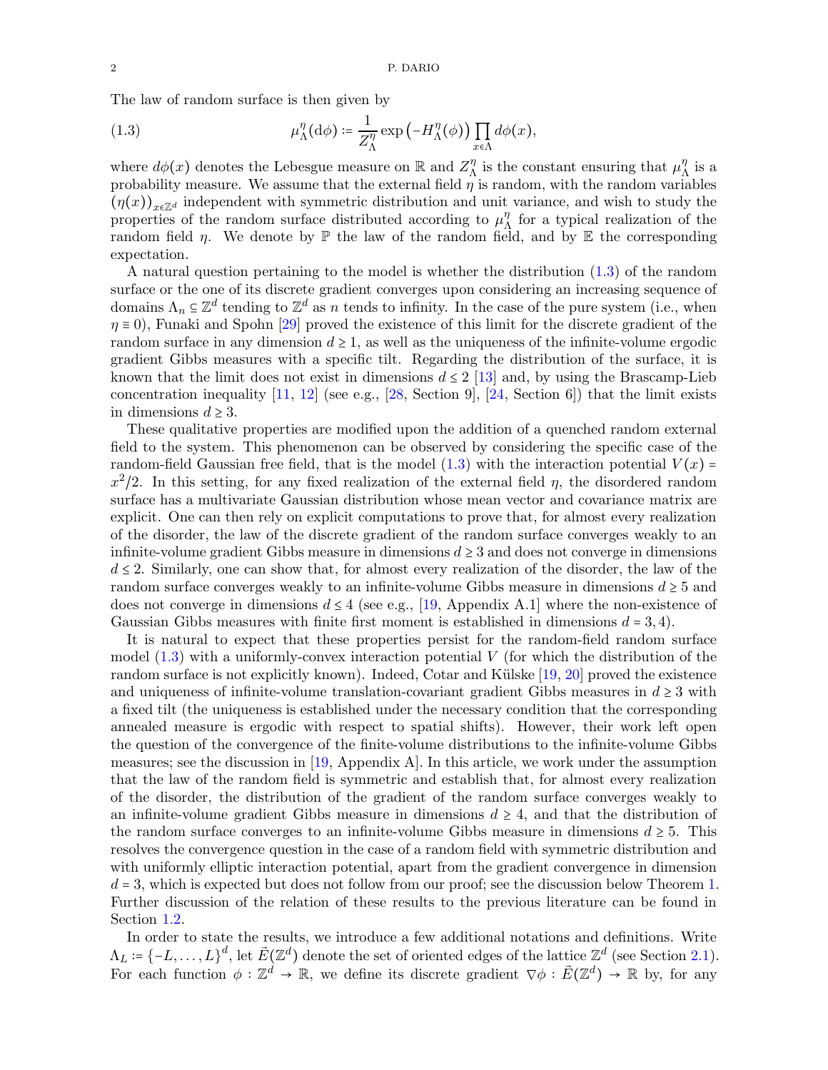The law of random surface is then given by

$$\mu_\Lambda^\eta(\mathrm{d}\phi) := \frac{1}{Z_\Lambda^\eta} \exp\left(-H_\Lambda^\eta(\phi)\right) \prod_{x\in\Lambda} d\phi(x), \tag{1.3}$$

where $d\phi(x)$ denotes the Lebesgue measure on $\mathbb{R}$ and $Z_\Lambda^\eta$ is the constant ensuring that $\mu_\Lambda^\eta$ is a probability measure. We assume that the external field $\eta$ is random, with the random variables $(\eta(x))_{x\in\mathbb{Z}^d}$ independent with symmetric distribution and unit variance, and wish to study the properties of the random surface distributed according to $\mu_\Lambda^\eta$ for a typical realization of the random field $\eta$. We denote by $\mathbb{P}$ the law of the random field, and by $\mathbb{E}$ the corresponding expectation.

A natural question pertaining to the model is whether the distribution (1.3) of the random surface or the one of its discrete gradient converges upon considering an increasing sequence of domains $\Lambda_n \subseteq \mathbb{Z}^d$ tending to $\mathbb{Z}^d$ as $n$ tends to infinity. In the case of the pure system (i.e., when $\eta \equiv 0$), Funaki and Spohn [29] proved the existence of this limit for the discrete gradient of the random surface in any dimension $d \geq 1$, as well as the uniqueness of the infinite-volume ergodic gradient Gibbs measures with a specific tilt. Regarding the distribution of the surface, it is known that the limit does not exist in dimensions $d \leq 2$ [13] and, by using the Brascamp-Lieb concentration inequality [11, 12] (see e.g., [28, Section 9], [24, Section 6]) that the limit exists in dimensions $d \geq 3$.

These qualitative properties are modified upon the addition of a quenched random external field to the system. This phenomenon can be observed by considering the specific case of the random-field Gaussian free field, that is the model (1.3) with the interaction potential $V(x) = x^2/2$. In this setting, for any fixed realization of the external field $\eta$, the disordered random surface has a multivariate Gaussian distribution whose mean vector and covariance matrix are explicit. One can then rely on explicit computations to prove that, for almost every realization of the disorder, the law of the discrete gradient of the random surface converges weakly to an infinite-volume gradient Gibbs measure in dimensions $d \geq 3$ and does not converge in dimensions $d \leq 2$. Similarly, one can show that, for almost every realization of the disorder, the law of the random surface converges weakly to an infinite-volume Gibbs measure in dimensions $d \geq 5$ and does not converge in dimensions $d \leq 4$ (see e.g., [19, Appendix A.1] where the non-existence of Gaussian Gibbs measures with finite first moment is established in dimensions $d = 3, 4$).

It is natural to expect that these properties persist for the random-field random surface model (1.3) with a uniformly-convex interaction potential $V$ (for which the distribution of the random surface is not explicitly known). Indeed, Cotar and Külske [19, 20] proved the existence and uniqueness of infinite-volume translation-covariant gradient Gibbs measures in $d \geq 3$ with a fixed tilt (the uniqueness is established under the necessary condition that the corresponding annealed measure is ergodic with respect to spatial shifts). However, their work left open the question of the convergence of the finite-volume distributions to the infinite-volume Gibbs measures; see the discussion in [19, Appendix A]. In this article, we work under the assumption that the law of the random field is symmetric and establish that, for almost every realization of the disorder, the distribution of the gradient of the random surface converges weakly to an infinite-volume gradient Gibbs measure in dimensions $d \geq 4$, and that the distribution of the random surface converges to an infinite-volume Gibbs measure in dimensions $d \geq 5$. This resolves the convergence question in the case of a random field with symmetric distribution and with uniformly elliptic interaction potential, apart from the gradient convergence in dimension $d = 3$, which is expected but does not follow from our proof; see the discussion below Theorem 1. Further discussion of the relation of these results to the previous literature can be found in Section 1.2.

In order to state the results, we introduce a few additional notations and definitions. Write $\Lambda_L := \{-L, \ldots, L\}^d$, let $\vec{E}(\mathbb{Z}^d)$ denote the set of oriented edges of the lattice $\mathbb{Z}^d$ (see Section 2.1). For each function $\phi : \mathbb{Z}^d \to \mathbb{R}$, we define its discrete gradient $\nabla\phi : \vec{E}(\mathbb{Z}^d) \to \mathbb{R}$ by, for any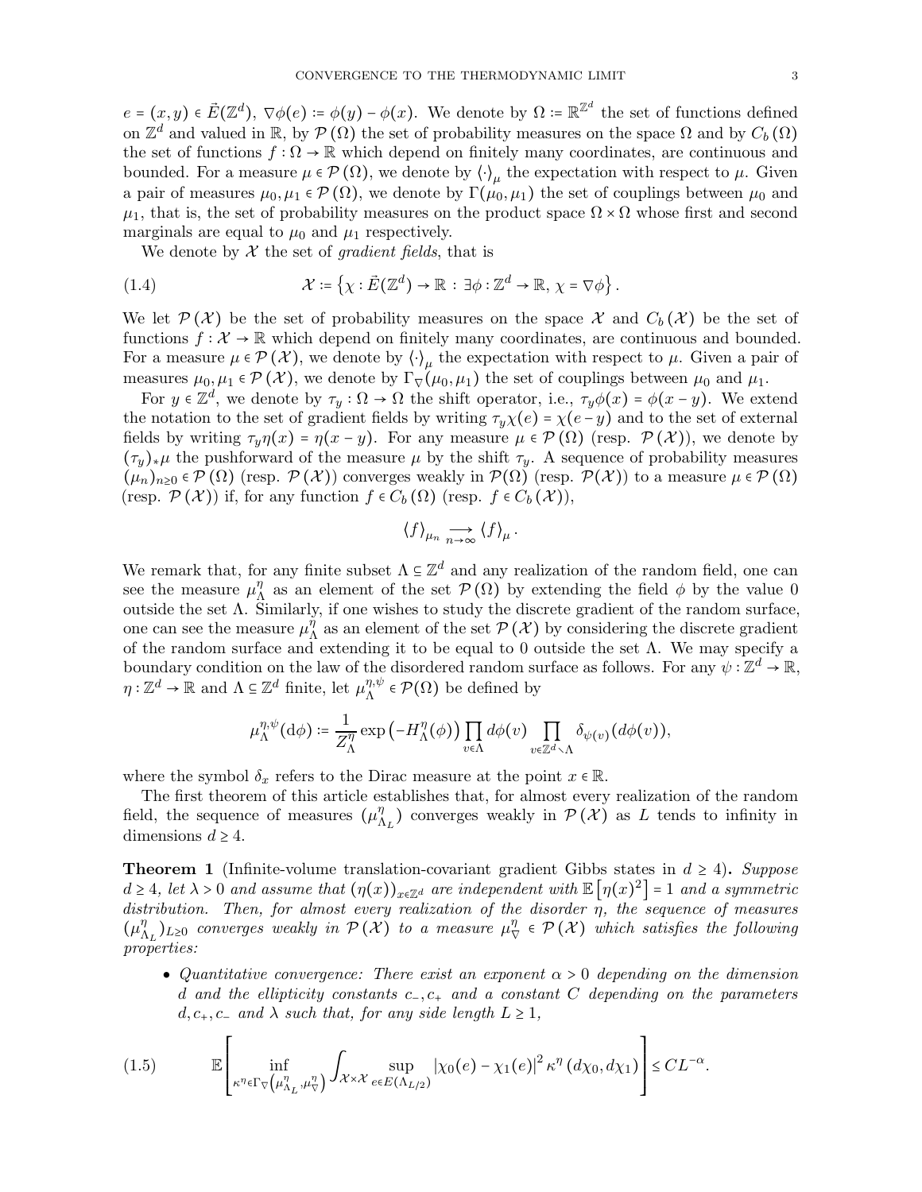$e = (x,y) \in \vec{E}(\mathbb{Z}^d)$, $\nabla\phi(e) := \phi(y) - \phi(x)$. We denote by $\Omega := \mathbb{R}^{\mathbb{Z}^d}$ the set of functions defined on $\mathbb{Z}^d$ and valued in $\mathbb{R}$, by $\mathcal{P}(\Omega)$ the set of probability measures on the space $\Omega$ and by $C_b(\Omega)$ the set of functions $f : \Omega \to \mathbb{R}$ which depend on finitely many coordinates, are continuous and bounded. For a measure $\mu \in \mathcal{P}(\Omega)$, we denote by $\langle \cdot \rangle_\mu$ the expectation with respect to $\mu$. Given a pair of measures $\mu_0, \mu_1 \in \mathcal{P}(\Omega)$, we denote by $\Gamma(\mu_0, \mu_1)$ the set of couplings between $\mu_0$ and $\mu_1$, that is, the set of probability measures on the product space $\Omega \times \Omega$ whose first and second marginals are equal to $\mu_0$ and $\mu_1$ respectively.

We denote by $\mathcal{X}$ the set of *gradient fields*, that is

$$
\mathcal{X} := \left\{ \chi : \vec{E}(\mathbb{Z}^d) \to \mathbb{R} \, : \, \exists \phi : \mathbb{Z}^d \to \mathbb{R}, \, \chi = \nabla \phi \right\}. \tag{1.4}
$$

We let $\mathcal{P}(\mathcal{X})$ be the set of probability measures on the space $\mathcal{X}$ and $C_b(\mathcal{X})$ be the set of functions $f : \mathcal{X} \to \mathbb{R}$ which depend on finitely many coordinates, are continuous and bounded. For a measure $\mu \in \mathcal{P}(\mathcal{X})$, we denote by $\langle \cdot \rangle_\mu$ the expectation with respect to $\mu$. Given a pair of measures $\mu_0, \mu_1 \in \mathcal{P}(\mathcal{X})$, we denote by $\Gamma_\nabla(\mu_0, \mu_1)$ the set of couplings between $\mu_0$ and $\mu_1$.

For $y \in \mathbb{Z}^d$, we denote by $\tau_y : \Omega \to \Omega$ the shift operator, i.e., $\tau_y \phi(x) = \phi(x - y)$. We extend the notation to the set of gradient fields by writing $\tau_y \chi(e) = \chi(e - y)$ and to the set of external fields by writing $\tau_y \eta(x) = \eta(x - y)$. For any measure $\mu \in \mathcal{P}(\Omega)$ (resp. $\mathcal{P}(\mathcal{X})$), we denote by $(\tau_y)_* \mu$ the pushforward of the measure $\mu$ by the shift $\tau_y$. A sequence of probability measures $(\mu_n)_{n \geq 0} \in \mathcal{P}(\Omega)$ (resp. $\mathcal{P}(\mathcal{X})$) converges weakly in $\mathcal{P}(\Omega)$ (resp. $\mathcal{P}(\mathcal{X})$) to a measure $\mu \in \mathcal{P}(\Omega)$ (resp. $\mathcal{P}(\mathcal{X})$) if, for any function $f \in C_b(\Omega)$ (resp. $f \in C_b(\mathcal{X})$),

$$
\langle f \rangle_{\mu_n} \underset{n \to \infty}{\longrightarrow} \langle f \rangle_\mu .
$$

We remark that, for any finite subset $\Lambda \subseteq \mathbb{Z}^d$ and any realization of the random field, one can see the measure $\mu^\eta_\Lambda$ as an element of the set $\mathcal{P}(\Omega)$ by extending the field $\phi$ by the value 0 outside the set $\Lambda$. Similarly, if one wishes to study the discrete gradient of the random surface, one can see the measure $\mu^\eta_\Lambda$ as an element of the set $\mathcal{P}(\mathcal{X})$ by considering the discrete gradient of the random surface and extending it to be equal to 0 outside the set $\Lambda$. We may specify a boundary condition on the law of the disordered random surface as follows. For any $\psi : \mathbb{Z}^d \to \mathbb{R}$, $\eta : \mathbb{Z}^d \to \mathbb{R}$ and $\Lambda \subseteq \mathbb{Z}^d$ finite, let $\mu^{\eta,\psi}_\Lambda \in \mathcal{P}(\Omega)$ be defined by

$$
\mu^{\eta,\psi}_\Lambda(\mathrm{d}\phi) := \frac{1}{Z^\eta_\Lambda} \exp\left(-H^\eta_\Lambda(\phi)\right) \prod_{v \in \Lambda} d\phi(v) \prod_{v \in \mathbb{Z}^d \setminus \Lambda} \delta_{\psi(v)}(d\phi(v)),
$$

where the symbol $\delta_x$ refers to the Dirac measure at the point $x \in \mathbb{R}$.

The first theorem of this article establishes that, for almost every realization of the random field, the sequence of measures $(\mu^\eta_{\Lambda_L})$ converges weakly in $\mathcal{P}(\mathcal{X})$ as $L$ tends to infinity in dimensions $d \geq 4$.

**Theorem 1** (Infinite-volume translation-covariant gradient Gibbs states in $d \geq 4$)**.** *Suppose $d \geq 4$, let $\lambda > 0$ and assume that $(\eta(x))_{x \in \mathbb{Z}^d}$ are independent with $\mathbb{E}\left[\eta(x)^2\right] = 1$ and a symmetric distribution. Then, for almost every realization of the disorder $\eta$, the sequence of measures $(\mu^\eta_{\Lambda_L})_{L \geq 0}$ converges weakly in $\mathcal{P}(\mathcal{X})$ to a measure $\mu^\eta_\nabla \in \mathcal{P}(\mathcal{X})$ which satisfies the following properties:*

- *Quantitative convergence: There exist an exponent $\alpha > 0$ depending on the dimension $d$ and the ellipticity constants $c_-, c_+$ and a constant $C$ depending on the parameters $d, c_+, c_-$ and $\lambda$ such that, for any side length $L \geq 1$,*

$$
\mathbb{E}\left[ \inf_{\kappa^\eta \in \Gamma_\nabla\left(\mu^\eta_{\Lambda_L}, \mu^\eta_\nabla\right)} \int_{\mathcal{X} \times \mathcal{X}} \sup_{e \in E(\Lambda_{L/2})} \left|\chi_0(e) - \chi_1(e)\right|^2 \kappa^\eta\left(d\chi_0, d\chi_1\right) \right] \leq C L^{-\alpha}. \tag{1.5}
$$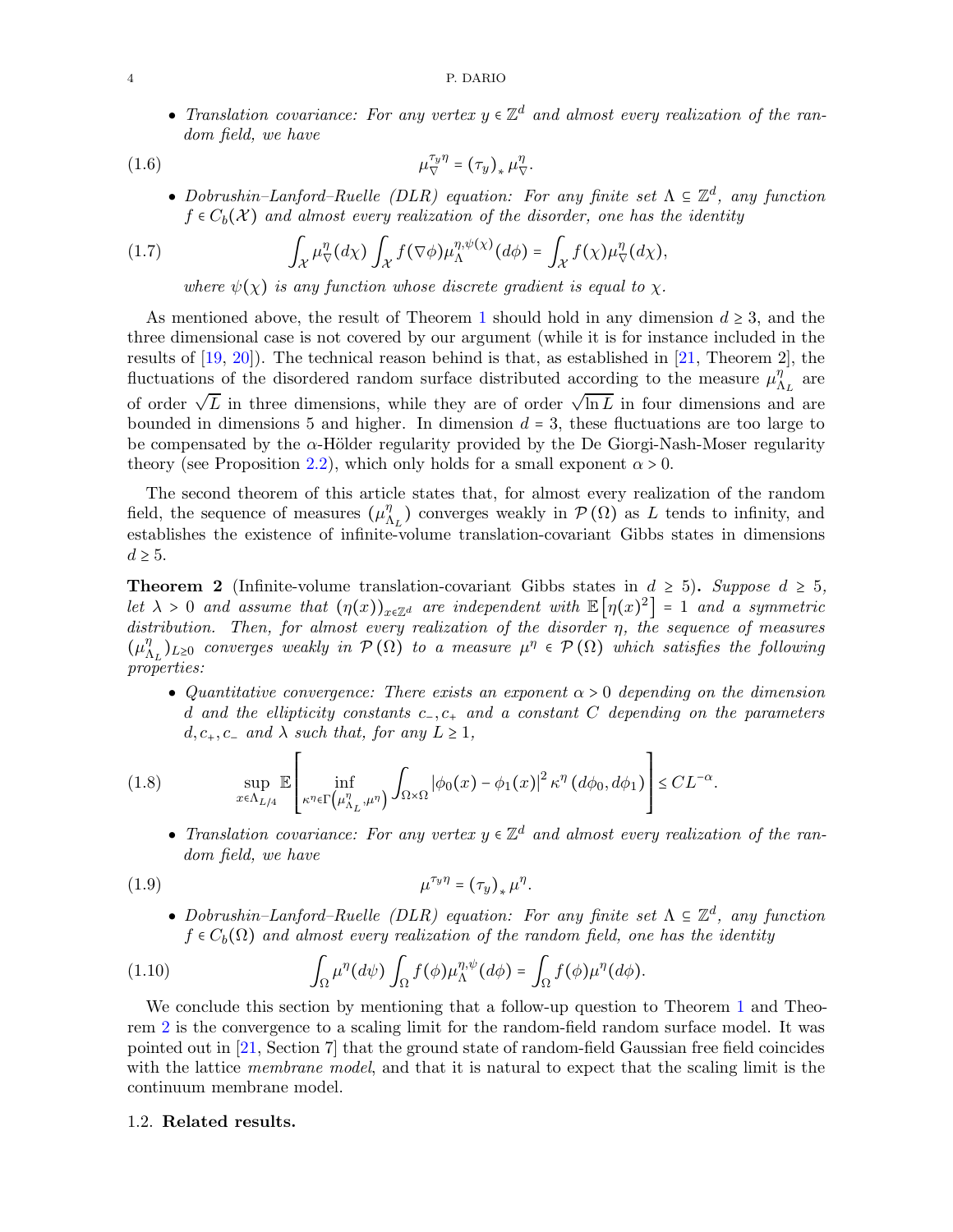- *Translation covariance: For any vertex $y \in \mathbb{Z}^d$ and almost every realization of the random field, we have*

$$\mu_{\nabla}^{\tau_y \eta} = (\tau_y)_* \, \mu_{\nabla}^{\eta}. \tag{1.6}$$

- *Dobrushin–Lanford–Ruelle (DLR) equation: For any finite set $\Lambda \subseteq \mathbb{Z}^d$, any function $f \in C_b(\mathcal{X})$ and almost every realization of the disorder, one has the identity*

$$\int_{\mathcal{X}} \mu_{\nabla}^{\eta}(d\chi) \int_{\mathcal{X}} f(\nabla \phi) \mu_{\Lambda}^{\eta, \psi(\chi)}(d\phi) = \int_{\mathcal{X}} f(\chi) \mu_{\nabla}^{\eta}(d\chi), \tag{1.7}$$

*where $\psi(\chi)$ is any function whose discrete gradient is equal to $\chi$.*

As mentioned above, the result of Theorem 1 should hold in any dimension $d \geq 3$, and the three dimensional case is not covered by our argument (while it is for instance included in the results of [19, 20]). The technical reason behind is that, as established in [21, Theorem 2], the fluctuations of the disordered random surface distributed according to the measure $\mu_{\Lambda_L}^{\eta}$ are of order $\sqrt{L}$ in three dimensions, while they are of order $\sqrt{\ln L}$ in four dimensions and are bounded in dimensions 5 and higher. In dimension $d = 3$, these fluctuations are too large to be compensated by the $\alpha$-Hölder regularity provided by the De Giorgi-Nash-Moser regularity theory (see Proposition 2.2), which only holds for a small exponent $\alpha > 0$.

The second theorem of this article states that, for almost every realization of the random field, the sequence of measures $(\mu_{\Lambda_L}^{\eta})$ converges weakly in $\mathcal{P}(\Omega)$ as $L$ tends to infinity, and establishes the existence of infinite-volume translation-covariant Gibbs states in dimensions $d \geq 5$.

**Theorem 2** (Infinite-volume translation-covariant Gibbs states in $d \geq 5$)**.** *Suppose $d \geq 5$, let $\lambda > 0$ and assume that $(\eta(x))_{x \in \mathbb{Z}^d}$ are independent with $\mathbb{E}\left[\eta(x)^2\right] = 1$ and a symmetric distribution. Then, for almost every realization of the disorder $\eta$, the sequence of measures $(\mu_{\Lambda_L}^{\eta})_{L \geq 0}$ converges weakly in $\mathcal{P}(\Omega)$ to a measure $\mu^{\eta} \in \mathcal{P}(\Omega)$ which satisfies the following properties:*

- *Quantitative convergence: There exists an exponent $\alpha > 0$ depending on the dimension $d$ and the ellipticity constants $c_-, c_+$ and a constant $C$ depending on the parameters $d, c_+, c_-$ and $\lambda$ such that, for any $L \geq 1$,*

$$\sup_{x \in \Lambda_{L/4}} \mathbb{E}\left[ \inf_{\kappa^{\eta} \in \Gamma\left(\mu_{\Lambda_L}^{\eta}, \mu^{\eta}\right)} \int_{\Omega \times \Omega} \left|\phi_0(x) - \phi_1(x)\right|^2 \kappa^{\eta}\left(d\phi_0, d\phi_1\right) \right] \leq C L^{-\alpha}. \tag{1.8}$$

- *Translation covariance: For any vertex $y \in \mathbb{Z}^d$ and almost every realization of the random field, we have*

$$\mu^{\tau_y \eta} = (\tau_y)_* \, \mu^{\eta}. \tag{1.9}$$

- *Dobrushin–Lanford–Ruelle (DLR) equation: For any finite set $\Lambda \subseteq \mathbb{Z}^d$, any function $f \in C_b(\Omega)$ and almost every realization of the random field, one has the identity*

$$\int_{\Omega} \mu^{\eta}(d\psi) \int_{\Omega} f(\phi) \mu_{\Lambda}^{\eta, \psi}(d\phi) = \int_{\Omega} f(\phi) \mu^{\eta}(d\phi). \tag{1.10}$$

We conclude this section by mentioning that a follow-up question to Theorem 1 and Theorem 2 is the convergence to a scaling limit for the random-field random surface model. It was pointed out in [21, Section 7] that the ground state of random-field Gaussian free field coincides with the lattice *membrane model*, and that it is natural to expect that the scaling limit is the continuum membrane model.

### 1.2. **Related results.**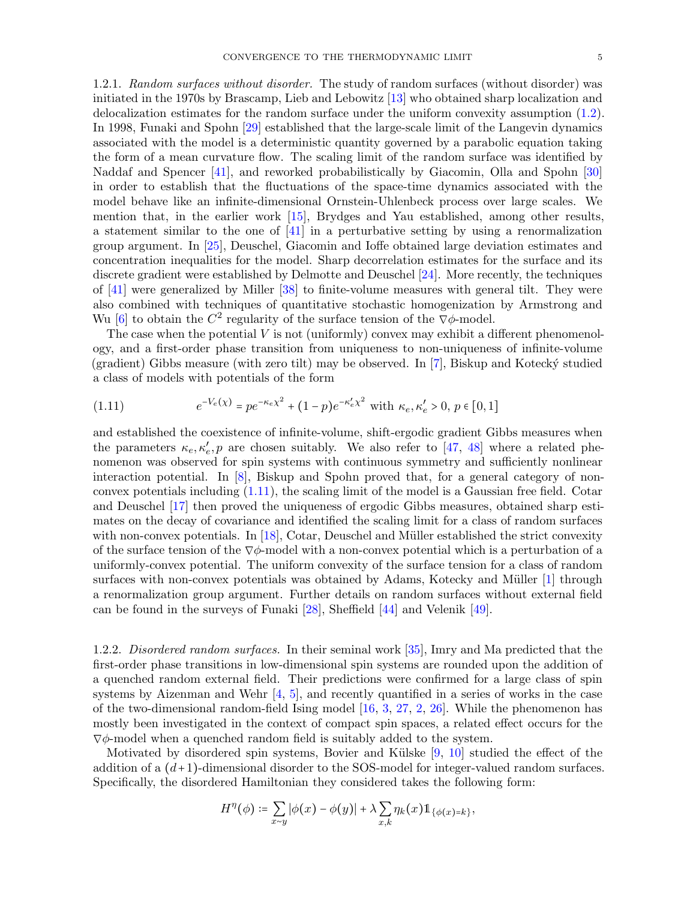1.2.1. *Random surfaces without disorder.* The study of random surfaces (without disorder) was initiated in the 1970s by Brascamp, Lieb and Lebowitz [13] who obtained sharp localization and delocalization estimates for the random surface under the uniform convexity assumption (1.2). In 1998, Funaki and Spohn [29] established that the large-scale limit of the Langevin dynamics associated with the model is a deterministic quantity governed by a parabolic equation taking the form of a mean curvature flow. The scaling limit of the random surface was identified by Naddaf and Spencer [41], and reworked probabilistically by Giacomin, Olla and Spohn [30] in order to establish that the fluctuations of the space-time dynamics associated with the model behave like an infinite-dimensional Ornstein-Uhlenbeck process over large scales. We mention that, in the earlier work [15], Brydges and Yau established, among other results, a statement similar to the one of [41] in a perturbative setting by using a renormalization group argument. In [25], Deuschel, Giacomin and Ioffe obtained large deviation estimates and concentration inequalities for the model. Sharp decorrelation estimates for the surface and its discrete gradient were established by Delmotte and Deuschel [24]. More recently, the techniques of [41] were generalized by Miller [38] to finite-volume measures with general tilt. They were also combined with techniques of quantitative stochastic homogenization by Armstrong and Wu [6] to obtain the $C^2$ regularity of the surface tension of the $\nabla\phi$-model.

The case when the potential $V$ is not (uniformly) convex may exhibit a different phenomenology, and a first-order phase transition from uniqueness to non-uniqueness of infinite-volume (gradient) Gibbs measure (with zero tilt) may be observed. In [7], Biskup and Kotecký studied a class of models with potentials of the form

$$e^{-V_e(\chi)} = pe^{-\kappa_e \chi^2} + (1-p)e^{-\kappa_e' \chi^2} \text{ with } \kappa_e, \kappa_e' > 0,\, p \in [0,1] \tag{1.11}$$

and established the coexistence of infinite-volume, shift-ergodic gradient Gibbs measures when the parameters $\kappa_e, \kappa_e', p$ are chosen suitably. We also refer to [47, 48] where a related phenomenon was observed for spin systems with continuous symmetry and sufficiently nonlinear interaction potential. In [8], Biskup and Spohn proved that, for a general category of non-convex potentials including (1.11), the scaling limit of the model is a Gaussian free field. Cotar and Deuschel [17] then proved the uniqueness of ergodic Gibbs measures, obtained sharp estimates on the decay of covariance and identified the scaling limit for a class of random surfaces with non-convex potentials. In [18], Cotar, Deuschel and Müller established the strict convexity of the surface tension of the $\nabla\phi$-model with a non-convex potential which is a perturbation of a uniformly-convex potential. The uniform convexity of the surface tension for a class of random surfaces with non-convex potentials was obtained by Adams, Kotecky and Müller [1] through a renormalization group argument. Further details on random surfaces without external field can be found in the surveys of Funaki [28], Sheffield [44] and Velenik [49].

1.2.2. *Disordered random surfaces.* In their seminal work [35], Imry and Ma predicted that the first-order phase transitions in low-dimensional spin systems are rounded upon the addition of a quenched random external field. Their predictions were confirmed for a large class of spin systems by Aizenman and Wehr [4, 5], and recently quantified in a series of works in the case of the two-dimensional random-field Ising model [16, 3, 27, 2, 26]. While the phenomenon has mostly been investigated in the context of compact spin spaces, a related effect occurs for the $\nabla\phi$-model when a quenched random field is suitably added to the system.

Motivated by disordered spin systems, Bovier and Külske [9, 10] studied the effect of the addition of a $(d+1)$-dimensional disorder to the SOS-model for integer-valued random surfaces. Specifically, the disordered Hamiltonian they considered takes the following form:

$$H^\eta(\phi) := \sum_{x\sim y} |\phi(x) - \phi(y)| + \lambda \sum_{x,k} \eta_k(x) \mathbb{1}_{\{\phi(x)=k\}},$$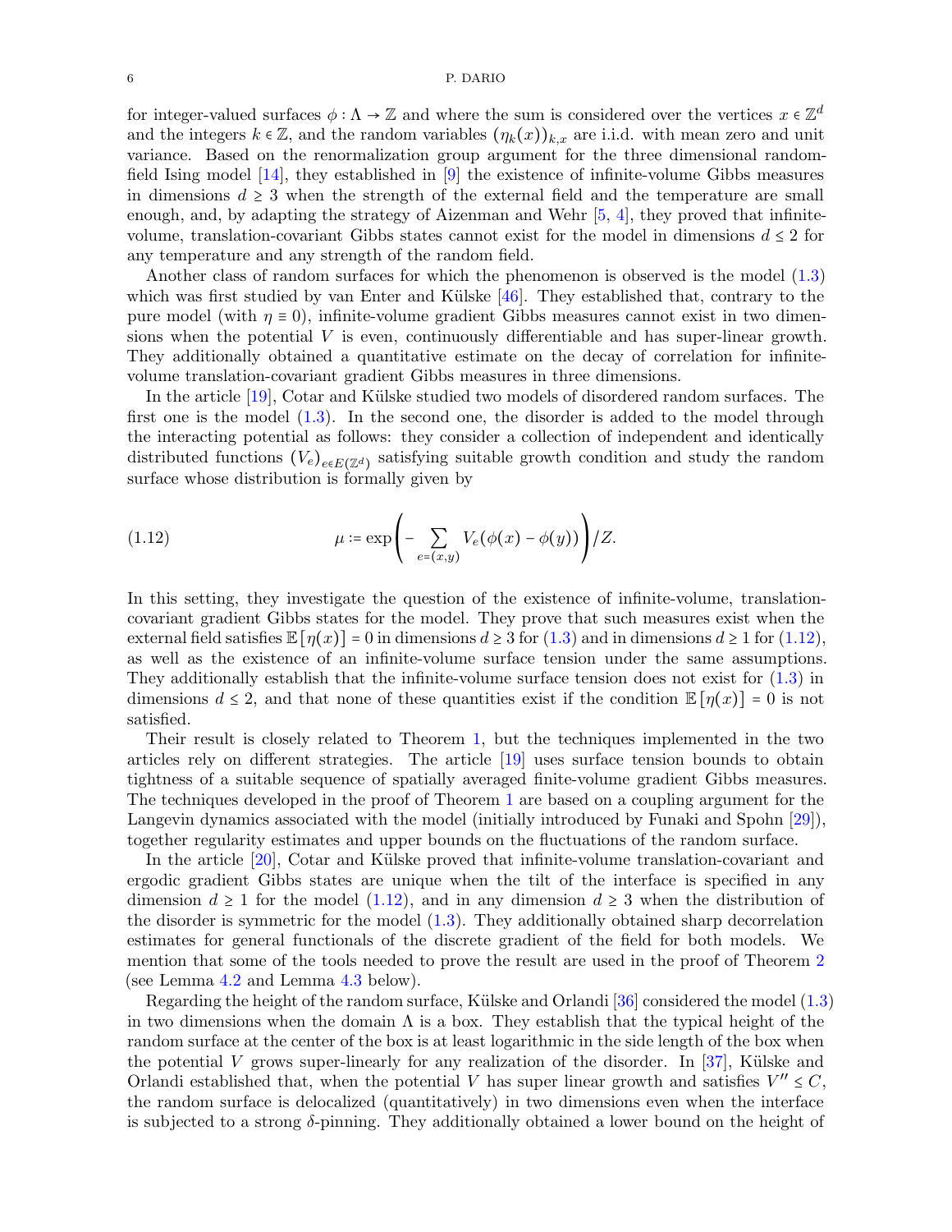for integer-valued surfaces $\phi : \Lambda \to \mathbb{Z}$ and where the sum is considered over the vertices $x \in \mathbb{Z}^d$ and the integers $k \in \mathbb{Z}$, and the random variables $(\eta_k(x))_{k,x}$ are i.i.d. with mean zero and unit variance. Based on the renormalization group argument for the three dimensional random-field Ising model [14], they established in [9] the existence of infinite-volume Gibbs measures in dimensions $d \geq 3$ when the strength of the external field and the temperature are small enough, and, by adapting the strategy of Aizenman and Wehr [5, 4], they proved that infinite-volume, translation-covariant Gibbs states cannot exist for the model in dimensions $d \leq 2$ for any temperature and any strength of the random field.

Another class of random surfaces for which the phenomenon is observed is the model (1.3) which was first studied by van Enter and Külske [46]. They established that, contrary to the pure model (with $\eta \equiv 0$), infinite-volume gradient Gibbs measures cannot exist in two dimensions when the potential $V$ is even, continuously differentiable and has super-linear growth. They additionally obtained a quantitative estimate on the decay of correlation for infinite-volume translation-covariant gradient Gibbs measures in three dimensions.

In the article [19], Cotar and Külske studied two models of disordered random surfaces. The first one is the model (1.3). In the second one, the disorder is added to the model through the interacting potential as follows: they consider a collection of independent and identically distributed functions $(V_e)_{e \in E(\mathbb{Z}^d)}$ satisfying suitable growth condition and study the random surface whose distribution is formally given by

$$\mu := \exp\left( - \sum_{e=(x,y)} V_e(\phi(x) - \phi(y)) \right) / Z. \tag{1.12}$$

In this setting, they investigate the question of the existence of infinite-volume, translation-covariant gradient Gibbs states for the model. They prove that such measures exist when the external field satisfies $\mathbb{E}[\eta(x)] = 0$ in dimensions $d \geq 3$ for (1.3) and in dimensions $d \geq 1$ for (1.12), as well as the existence of an infinite-volume surface tension under the same assumptions. They additionally establish that the infinite-volume surface tension does not exist for (1.3) in dimensions $d \leq 2$, and that none of these quantities exist if the condition $\mathbb{E}[\eta(x)] = 0$ is not satisfied.

Their result is closely related to Theorem 1, but the techniques implemented in the two articles rely on different strategies. The article [19] uses surface tension bounds to obtain tightness of a suitable sequence of spatially averaged finite-volume gradient Gibbs measures. The techniques developed in the proof of Theorem 1 are based on a coupling argument for the Langevin dynamics associated with the model (initially introduced by Funaki and Spohn [29]), together regularity estimates and upper bounds on the fluctuations of the random surface.

In the article [20], Cotar and Külske proved that infinite-volume translation-covariant and ergodic gradient Gibbs states are unique when the tilt of the interface is specified in any dimension $d \geq 1$ for the model (1.12), and in any dimension $d \geq 3$ when the distribution of the disorder is symmetric for the model (1.3). They additionally obtained sharp decorrelation estimates for general functionals of the discrete gradient of the field for both models. We mention that some of the tools needed to prove the result are used in the proof of Theorem 2 (see Lemma 4.2 and Lemma 4.3 below).

Regarding the height of the random surface, Külske and Orlandi [36] considered the model (1.3) in two dimensions when the domain $\Lambda$ is a box. They establish that the typical height of the random surface at the center of the box is at least logarithmic in the side length of the box when the potential $V$ grows super-linearly for any realization of the disorder. In [37], Külske and Orlandi established that, when the potential $V$ has super linear growth and satisfies $V'' \leq C$, the random surface is delocalized (quantitatively) in two dimensions even when the interface is subjected to a strong $\delta$-pinning. They additionally obtained a lower bound on the height of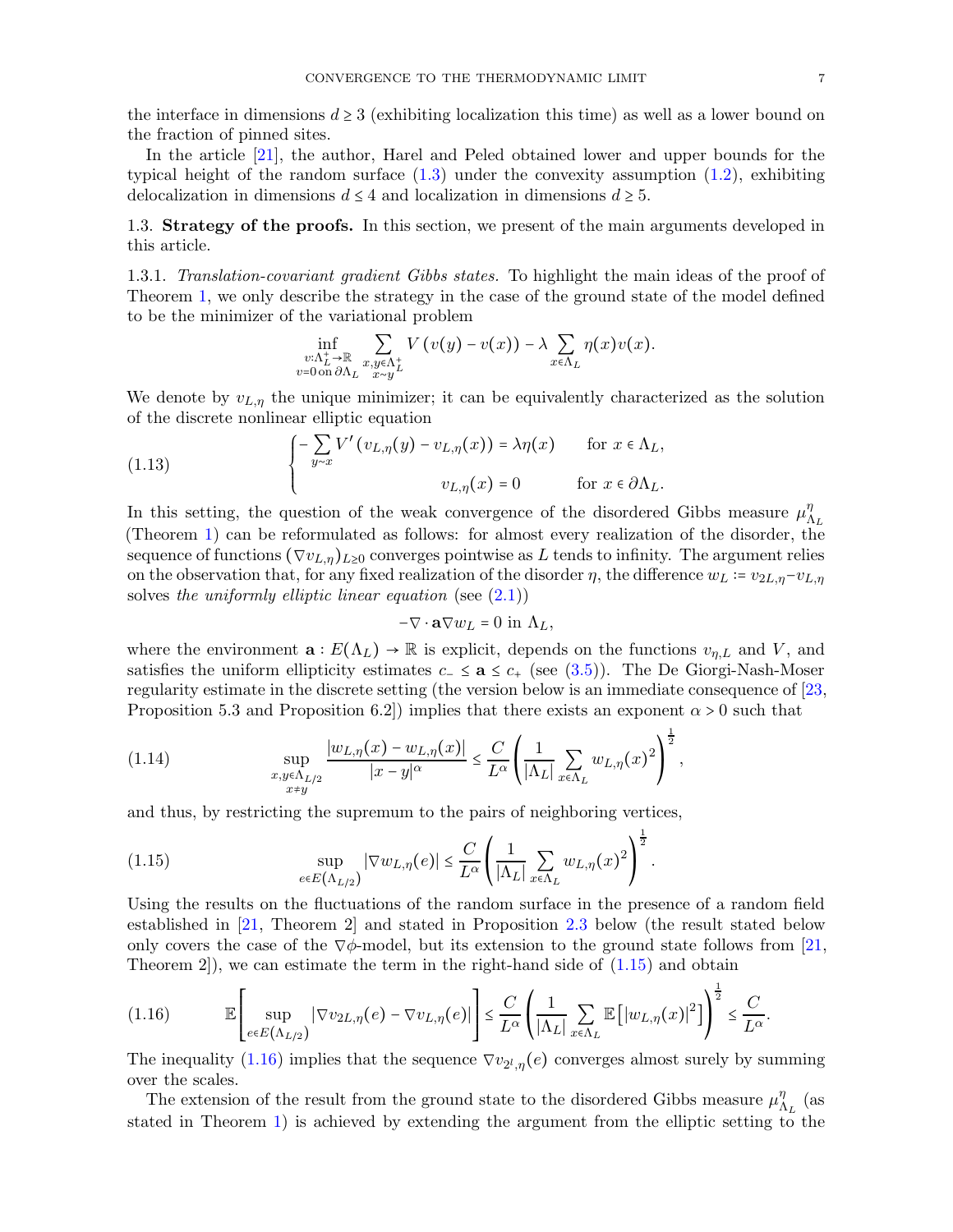the interface in dimensions $d \geq 3$ (exhibiting localization this time) as well as a lower bound on the fraction of pinned sites.

In the article [21], the author, Harel and Peled obtained lower and upper bounds for the typical height of the random surface (1.3) under the convexity assumption (1.2), exhibiting delocalization in dimensions $d \leq 4$ and localization in dimensions $d \geq 5$.

### 1.3. **Strategy of the proofs.**

In this section, we present of the main arguments developed in this article.

#### 1.3.1. *Translation-covariant gradient Gibbs states.*

To highlight the main ideas of the proof of Theorem 1, we only describe the strategy in the case of the ground state of the model defined to be the minimizer of the variational problem

$$\inf_{\substack{v:\Lambda_L^+ \to \mathbb{R} \\ v=0 \text{ on } \partial \Lambda_L}} \sum_{\substack{x,y \in \Lambda_L^+ \\ x \sim y}} V\left(v(y) - v(x)\right) - \lambda \sum_{x \in \Lambda_L} \eta(x) v(x).$$

We denote by $v_{L,\eta}$ the unique minimizer; it can be equivalently characterized as the solution of the discrete nonlinear elliptic equation

$$\begin{cases} -\sum_{y \sim x} V'\left(v_{L,\eta}(y) - v_{L,\eta}(x)\right) = \lambda \eta(x) & \text{for } x \in \Lambda_L, \\ v_{L,\eta}(x) = 0 & \text{for } x \in \partial \Lambda_L. \end{cases} \tag{1.13}$$

In this setting, the question of the weak convergence of the disordered Gibbs measure $\mu^{\eta}_{\Lambda_L}$ (Theorem 1) can be reformulated as follows: for almost every realization of the disorder, the sequence of functions $(\nabla v_{L,\eta})_{L \geq 0}$ converges pointwise as $L$ tends to infinity. The argument relies on the observation that, for any fixed realization of the disorder $\eta$, the difference $w_L := v_{2L,\eta} - v_{L,\eta}$ solves *the uniformly elliptic linear equation* (see (2.1))

$$-\nabla \cdot \mathbf{a} \nabla w_L = 0 \text{ in } \Lambda_L,$$

where the environment $\mathbf{a} : E(\Lambda_L) \to \mathbb{R}$ is explicit, depends on the functions $v_{\eta,L}$ and $V$, and satisfies the uniform ellipticity estimates $c_- \leq \mathbf{a} \leq c_+$ (see (3.5)). The De Giorgi-Nash-Moser regularity estimate in the discrete setting (the version below is an immediate consequence of [23, Proposition 5.3 and Proposition 6.2]) implies that there exists an exponent $\alpha > 0$ such that

$$\sup_{\substack{x,y \in \Lambda_{L/2} \\ x \neq y}} \frac{|w_{L,\eta}(x) - w_{L,\eta}(x)|}{|x-y|^{\alpha}} \leq \frac{C}{L^{\alpha}} \left( \frac{1}{|\Lambda_L|} \sum_{x \in \Lambda_L} w_{L,\eta}(x)^2 \right)^{\frac{1}{2}}, \tag{1.14}$$

and thus, by restricting the supremum to the pairs of neighboring vertices,

$$\sup_{e \in E(\Lambda_{L/2})} |\nabla w_{L,\eta}(e)| \leq \frac{C}{L^{\alpha}} \left( \frac{1}{|\Lambda_L|} \sum_{x \in \Lambda_L} w_{L,\eta}(x)^2 \right)^{\frac{1}{2}}. \tag{1.15}$$

Using the results on the fluctuations of the random surface in the presence of a random field established in [21, Theorem 2] and stated in Proposition 2.3 below (the result stated below only covers the case of the $\nabla\phi$-model, but its extension to the ground state follows from [21, Theorem 2]), we can estimate the term in the right-hand side of (1.15) and obtain

$$\mathbb{E}\left[ \sup_{e \in E(\Lambda_{L/2})} |\nabla v_{2L,\eta}(e) - \nabla v_{L,\eta}(e)| \right] \leq \frac{C}{L^{\alpha}} \left( \frac{1}{|\Lambda_L|} \sum_{x \in \Lambda_L} \mathbb{E}\left[ |w_{L,\eta}(x)|^2 \right] \right)^{\frac{1}{2}} \leq \frac{C}{L^{\alpha}}. \tag{1.16}$$

The inequality (1.16) implies that the sequence $\nabla v_{2^l,\eta}(e)$ converges almost surely by summing over the scales.

The extension of the result from the ground state to the disordered Gibbs measure $\mu^{\eta}_{\Lambda_L}$ (as stated in Theorem 1) is achieved by extending the argument from the elliptic setting to the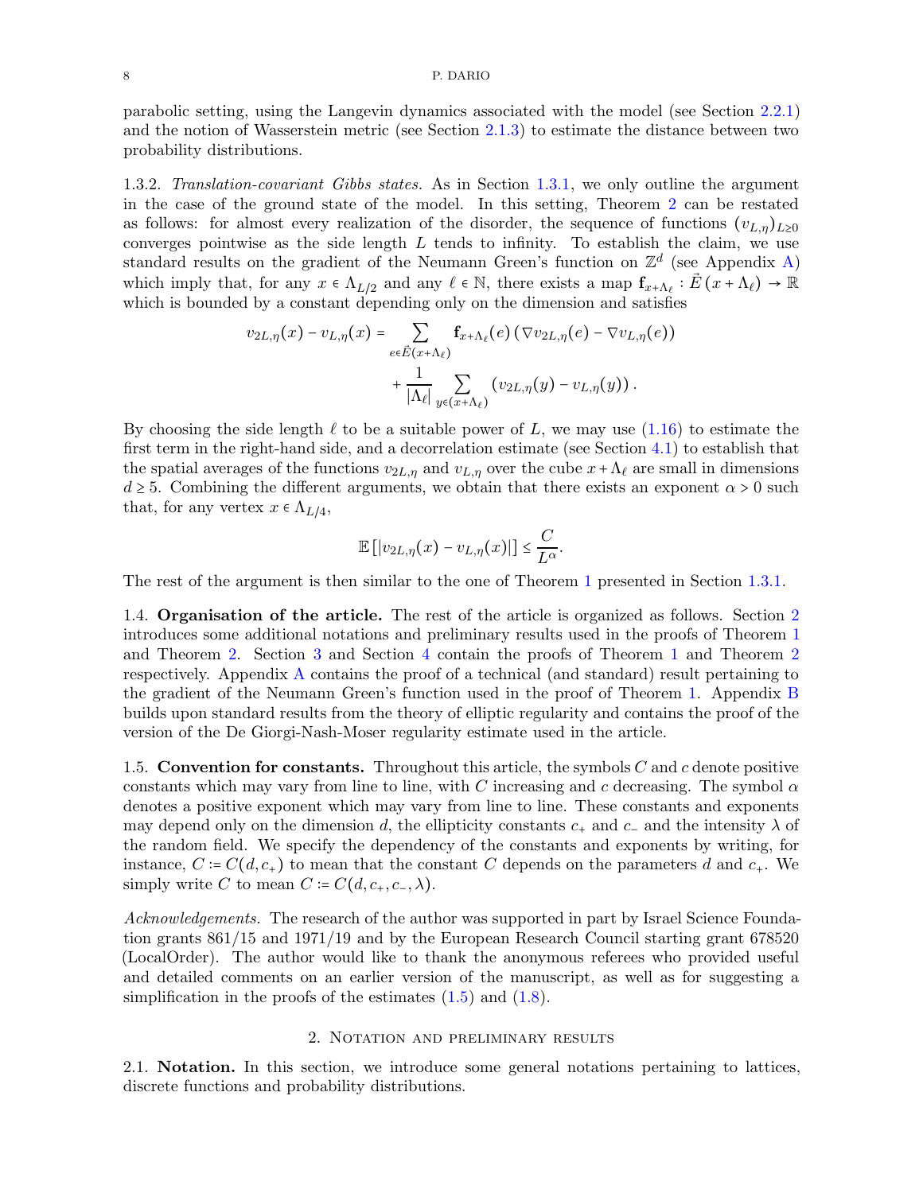parabolic setting, using the Langevin dynamics associated with the model (see Section 2.2.1) and the notion of Wasserstein metric (see Section 2.1.3) to estimate the distance between two probability distributions.

1.3.2. *Translation-covariant Gibbs states.* As in Section 1.3.1, we only outline the argument in the case of the ground state of the model. In this setting, Theorem 2 can be restated as follows: for almost every realization of the disorder, the sequence of functions $(v_{L,\eta})_{L\geq 0}$ converges pointwise as the side length $L$ tends to infinity. To establish the claim, we use standard results on the gradient of the Neumann Green's function on $\mathbb{Z}^d$ (see Appendix A) which imply that, for any $x \in \Lambda_{L/2}$ and any $\ell \in \mathbb{N}$, there exists a map $\mathbf{f}_{x+\Lambda_\ell} : \vec{E}\left(x+\Lambda_\ell\right) \to \mathbb{R}$ which is bounded by a constant depending only on the dimension and satisfies

$$v_{2L,\eta}(x) - v_{L,\eta}(x) = \sum_{e \in \vec{E}(x+\Lambda_\ell)} \mathbf{f}_{x+\Lambda_\ell}(e) \left(\nabla v_{2L,\eta}(e) - \nabla v_{L,\eta}(e)\right) + \frac{1}{|\Lambda_\ell|} \sum_{y \in (x+\Lambda_\ell)} \left(v_{2L,\eta}(y) - v_{L,\eta}(y)\right).$$

By choosing the side length $\ell$ to be a suitable power of $L$, we may use (1.16) to estimate the first term in the right-hand side, and a decorrelation estimate (see Section 4.1) to establish that the spatial averages of the functions $v_{2L,\eta}$ and $v_{L,\eta}$ over the cube $x+\Lambda_\ell$ are small in dimensions $d \geq 5$. Combining the different arguments, we obtain that there exists an exponent $\alpha > 0$ such that, for any vertex $x \in \Lambda_{L/4}$,

$$\mathbb{E}\left[|v_{2L,\eta}(x) - v_{L,\eta}(x)|\right] \leq \frac{C}{L^\alpha}.$$

The rest of the argument is then similar to the one of Theorem 1 presented in Section 1.3.1.

1.4. **Organisation of the article.** The rest of the article is organized as follows. Section 2 introduces some additional notations and preliminary results used in the proofs of Theorem 1 and Theorem 2. Section 3 and Section 4 contain the proofs of Theorem 1 and Theorem 2 respectively. Appendix A contains the proof of a technical (and standard) result pertaining to the gradient of the Neumann Green's function used in the proof of Theorem 1. Appendix B builds upon standard results from the theory of elliptic regularity and contains the proof of the version of the De Giorgi-Nash-Moser regularity estimate used in the article.

1.5. **Convention for constants.** Throughout this article, the symbols $C$ and $c$ denote positive constants which may vary from line to line, with $C$ increasing and $c$ decreasing. The symbol $\alpha$ denotes a positive exponent which may vary from line to line. These constants and exponents may depend only on the dimension $d$, the ellipticity constants $c_+$ and $c_-$ and the intensity $\lambda$ of the random field. We specify the dependency of the constants and exponents by writing, for instance, $C := C(d, c_+)$ to mean that the constant $C$ depends on the parameters $d$ and $c_+$. We simply write $C$ to mean $C := C(d, c_+, c_-, \lambda)$.

*Acknowledgements.* The research of the author was supported in part by Israel Science Foundation grants 861/15 and 1971/19 and by the European Research Council starting grant 678520 (LocalOrder). The author would like to thank the anonymous referees who provided useful and detailed comments on an earlier version of the manuscript, as well as for suggesting a simplification in the proofs of the estimates (1.5) and (1.8).

## 2. Notation and preliminary results

2.1. **Notation.** In this section, we introduce some general notations pertaining to lattices, discrete functions and probability distributions.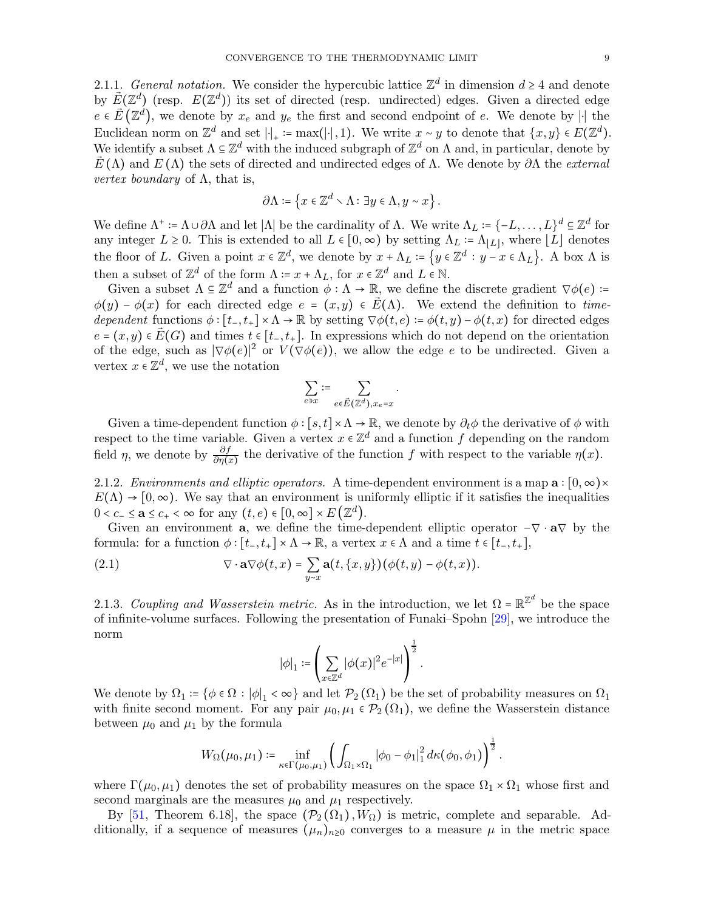2.1.1. *General notation.* We consider the hypercubic lattice $\mathbb{Z}^d$ in dimension $d \geq 4$ and denote by $\vec{E}(\mathbb{Z}^d)$ (resp. $E(\mathbb{Z}^d)$) its set of directed (resp. undirected) edges. Given a directed edge $e \in \vec{E}(\mathbb{Z}^d)$, we denote by $x_e$ and $y_e$ the first and second endpoint of $e$. We denote by $|\cdot|$ the Euclidean norm on $\mathbb{Z}^d$ and set $|\cdot|_+ := \max(|\cdot|, 1)$. We write $x \sim y$ to denote that $\{x, y\} \in E(\mathbb{Z}^d)$. We identify a subset $\Lambda \subseteq \mathbb{Z}^d$ with the induced subgraph of $\mathbb{Z}^d$ on $\Lambda$ and, in particular, denote by $\vec{E}(\Lambda)$ and $E(\Lambda)$ the sets of directed and undirected edges of $\Lambda$. We denote by $\partial\Lambda$ the *external vertex boundary* of $\Lambda$, that is,

$$\partial\Lambda := \left\{ x \in \mathbb{Z}^d \setminus \Lambda : \exists y \in \Lambda, y \sim x \right\}.$$

We define $\Lambda^+ := \Lambda \cup \partial\Lambda$ and let $|\Lambda|$ be the cardinality of $\Lambda$. We write $\Lambda_L := \{-L, \ldots, L\}^d \subseteq \mathbb{Z}^d$ for any integer $L \geq 0$. This is extended to all $L \in [0, \infty)$ by setting $\Lambda_L := \Lambda_{\lfloor L \rfloor}$, where $\lfloor L \rfloor$ denotes the floor of $L$. Given a point $x \in \mathbb{Z}^d$, we denote by $x + \Lambda_L := \left\{ y \in \mathbb{Z}^d : y - x \in \Lambda_L \right\}$. A box $\Lambda$ is then a subset of $\mathbb{Z}^d$ of the form $\Lambda := x + \Lambda_L$, for $x \in \mathbb{Z}^d$ and $L \in \mathbb{N}$.

Given a subset $\Lambda \subseteq \mathbb{Z}^d$ and a function $\phi : \Lambda \to \mathbb{R}$, we define the discrete gradient $\nabla\phi(e) := \phi(y) - \phi(x)$ for each directed edge $e = (x, y) \in \vec{E}(\Lambda)$. We extend the definition to *time-dependent* functions $\phi : [t_-, t_+] \times \Lambda \to \mathbb{R}$ by setting $\nabla\phi(t, e) := \phi(t, y) - \phi(t, x)$ for directed edges $e = (x, y) \in \vec{E}(G)$ and times $t \in [t_-, t_+]$. In expressions which do not depend on the orientation of the edge, such as $|\nabla\phi(e)|^2$ or $V(\nabla\phi(e))$, we allow the edge $e$ to be undirected. Given a vertex $x \in \mathbb{Z}^d$, we use the notation

$$\sum_{e \ni x} := \sum_{e \in \vec{E}(\mathbb{Z}^d), x_e = x}.$$

Given a time-dependent function $\phi : [s, t] \times \Lambda \to \mathbb{R}$, we denote by $\partial_t \phi$ the derivative of $\phi$ with respect to the time variable. Given a vertex $x \in \mathbb{Z}^d$ and a function $f$ depending on the random field $\eta$, we denote by $\frac{\partial f}{\partial \eta(x)}$ the derivative of the function $f$ with respect to the variable $\eta(x)$.

2.1.2. *Environments and elliptic operators.* A time-dependent environment is a map $\mathbf{a} : [0, \infty) \times E(\Lambda) \to [0, \infty)$. We say that an environment is uniformly elliptic if it satisfies the inequalities $0 < c_- \leq \mathbf{a} \leq c_+ < \infty$ for any $(t, e) \in [0, \infty] \times E(\mathbb{Z}^d)$.

Given an environment $\mathbf{a}$, we define the time-dependent elliptic operator $-\nabla \cdot \mathbf{a} \nabla$ by the formula: for a function $\phi : [t_-, t_+] \times \Lambda \to \mathbb{R}$, a vertex $x \in \Lambda$ and a time $t \in [t_-, t_+]$,

$$\nabla \cdot \mathbf{a} \nabla \phi(t, x) = \sum_{y \sim x} \mathbf{a}(t, \{x, y\}) (\phi(t, y) - \phi(t, x)). \tag{2.1}$$

2.1.3. *Coupling and Wasserstein metric.* As in the introduction, we let $\Omega = \mathbb{R}^{\mathbb{Z}^d}$ be the space of infinite-volume surfaces. Following the presentation of Funaki–Spohn [29], we introduce the norm

$$|\phi|_1 := \left( \sum_{x \in \mathbb{Z}^d} |\phi(x)|^2 e^{-|x|} \right)^{\frac{1}{2}}.$$

We denote by $\Omega_1 := \{\phi \in \Omega : |\phi|_1 < \infty\}$ and let $\mathcal{P}_2(\Omega_1)$ be the set of probability measures on $\Omega_1$ with finite second moment. For any pair $\mu_0, \mu_1 \in \mathcal{P}_2(\Omega_1)$, we define the Wasserstein distance between $\mu_0$ and $\mu_1$ by the formula

$$W_\Omega(\mu_0, \mu_1) := \inf_{\kappa \in \Gamma(\mu_0, \mu_1)} \left( \int_{\Omega_1 \times \Omega_1} |\phi_0 - \phi_1|_1^2 \, d\kappa(\phi_0, \phi_1) \right)^{\frac{1}{2}}.$$

where $\Gamma(\mu_0, \mu_1)$ denotes the set of probability measures on the space $\Omega_1 \times \Omega_1$ whose first and second marginals are the measures $\mu_0$ and $\mu_1$ respectively.

By [51, Theorem 6.18], the space $(\mathcal{P}_2(\Omega_1), W_\Omega)$ is metric, complete and separable. Additionally, if a sequence of measures $(\mu_n)_{n \geq 0}$ converges to a measure $\mu$ in the metric space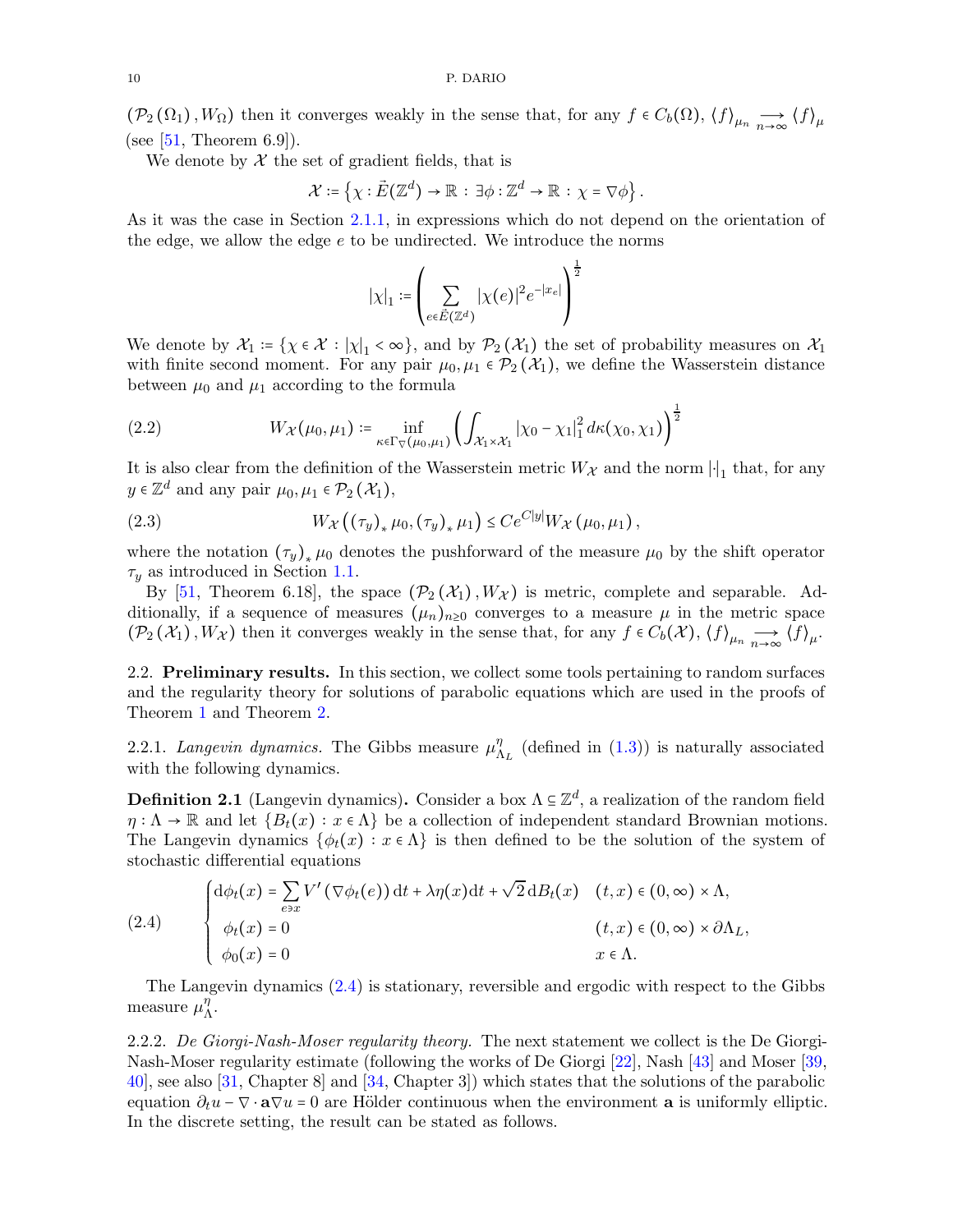$(\mathcal{P}_2(\Omega_1), W_\Omega)$ then it converges weakly in the sense that, for any $f \in C_b(\Omega)$, $\langle f \rangle_{\mu_n} \underset{n\to\infty}{\longrightarrow} \langle f \rangle_\mu$ (see [51, Theorem 6.9]).

We denote by $\mathcal{X}$ the set of gradient fields, that is

$$\mathcal{X} := \left\{ \chi : \vec{E}(\mathbb{Z}^d) \to \mathbb{R} \, : \, \exists \phi : \mathbb{Z}^d \to \mathbb{R} \, : \, \chi = \nabla \phi \right\}.$$

As it was the case in Section 2.1.1, in expressions which do not depend on the orientation of the edge, we allow the edge $e$ to be undirected. We introduce the norms

$$|\chi|_1 := \left( \sum_{e \in \vec{E}(\mathbb{Z}^d)} |\chi(e)|^2 e^{-|x_e|} \right)^{\frac{1}{2}}$$

We denote by $\mathcal{X}_1 := \{\chi \in \mathcal{X} : |\chi|_1 < \infty\}$, and by $\mathcal{P}_2(\mathcal{X}_1)$ the set of probability measures on $\mathcal{X}_1$ with finite second moment. For any pair $\mu_0, \mu_1 \in \mathcal{P}_2(\mathcal{X}_1)$, we define the Wasserstein distance between $\mu_0$ and $\mu_1$ according to the formula

$$W_{\mathcal{X}}(\mu_0, \mu_1) := \inf_{\kappa \in \Gamma_\nabla(\mu_0, \mu_1)} \left( \int_{\mathcal{X}_1 \times \mathcal{X}_1} |\chi_0 - \chi_1|_1^2 \, d\kappa(\chi_0, \chi_1) \right)^{\frac{1}{2}} \tag{2.2}$$

It is also clear from the definition of the Wasserstein metric $W_{\mathcal{X}}$ and the norm $|\cdot|_1$ that, for any $y \in \mathbb{Z}^d$ and any pair $\mu_0, \mu_1 \in \mathcal{P}_2(\mathcal{X}_1)$,

$$W_{\mathcal{X}}\left( (\tau_y)_* \mu_0, (\tau_y)_* \mu_1 \right) \le C e^{C|y|} W_{\mathcal{X}}(\mu_0, \mu_1), \tag{2.3}$$

where the notation $(\tau_y)_* \mu_0$ denotes the pushforward of the measure $\mu_0$ by the shift operator $\tau_y$ as introduced in Section 1.1.

By [51, Theorem 6.18], the space $(\mathcal{P}_2(\mathcal{X}_1), W_{\mathcal{X}})$ is metric, complete and separable. Additionally, if a sequence of measures $(\mu_n)_{n\ge 0}$ converges to a measure $\mu$ in the metric space $(\mathcal{P}_2(\mathcal{X}_1), W_{\mathcal{X}})$ then it converges weakly in the sense that, for any $f \in C_b(\mathcal{X})$, $\langle f \rangle_{\mu_n} \underset{n\to\infty}{\longrightarrow} \langle f \rangle_\mu$.

## 2.2. Preliminary results.

In this section, we collect some tools pertaining to random surfaces and the regularity theory for solutions of parabolic equations which are used in the proofs of Theorem 1 and Theorem 2.

### 2.2.1. *Langevin dynamics.*

The Gibbs measure $\mu^\eta_{\Lambda_L}$ (defined in (1.3)) is naturally associated with the following dynamics.

**Definition 2.1** (Langevin dynamics)**.** Consider a box $\Lambda \subseteq \mathbb{Z}^d$, a realization of the random field $\eta : \Lambda \to \mathbb{R}$ and let $\{B_t(x) : x \in \Lambda\}$ be a collection of independent standard Brownian motions. The Langevin dynamics $\{\phi_t(x) : x \in \Lambda\}$ is then defined to be the solution of the system of stochastic differential equations

$$\begin{cases} \mathrm{d}\phi_t(x) = \sum_{e \ni x} V'(\nabla \phi_t(e))\,\mathrm{d}t + \lambda \eta(x) \mathrm{d}t + \sqrt{2}\,\mathrm{d}B_t(x) & (t,x) \in (0,\infty) \times \Lambda, \\ \phi_t(x) = 0 & (t,x) \in (0,\infty) \times \partial \Lambda_L, \\ \phi_0(x) = 0 & x \in \Lambda. \end{cases} \tag{2.4}$$

The Langevin dynamics (2.4) is stationary, reversible and ergodic with respect to the Gibbs measure $\mu^\eta_\Lambda$.

### 2.2.2. *De Giorgi-Nash-Moser regularity theory.*

The next statement we collect is the De Giorgi-Nash-Moser regularity estimate (following the works of De Giorgi [22], Nash [43] and Moser [39, 40], see also [31, Chapter 8] and [34, Chapter 3]) which states that the solutions of the parabolic equation $\partial_t u - \nabla \cdot \mathbf{a} \nabla u = 0$ are Hölder continuous when the environment $\mathbf{a}$ is uniformly elliptic. In the discrete setting, the result can be stated as follows.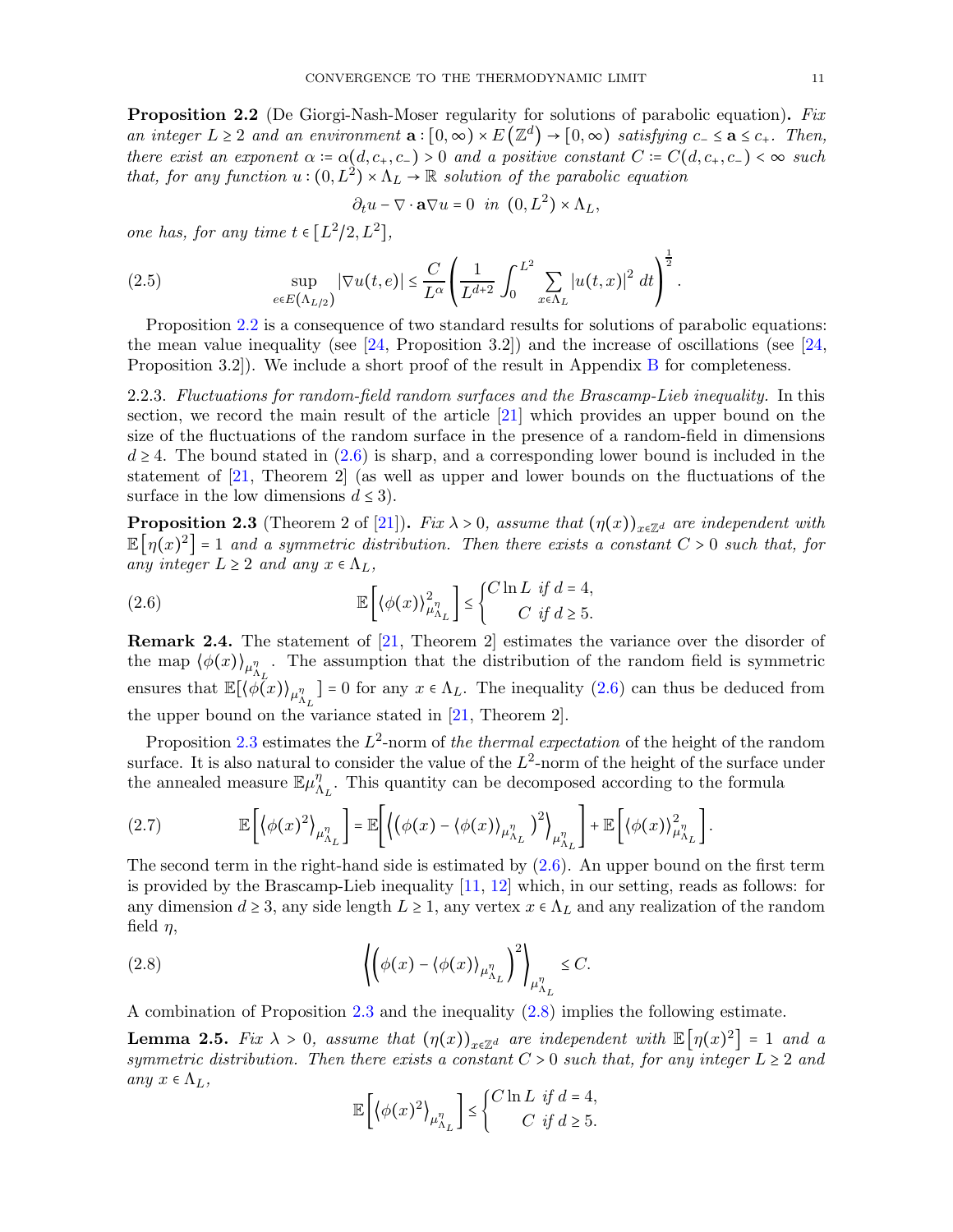**Proposition 2.2** (De Giorgi-Nash-Moser regularity for solutions of parabolic equation)**.** *Fix an integer $L \geq 2$ and an environment $\mathbf{a} : [0,\infty) \times E(\mathbb{Z}^d) \to [0,\infty)$ satisfying $c_- \leq \mathbf{a} \leq c_+$. Then, there exist an exponent $\alpha := \alpha(d, c_+, c_-) > 0$ and a positive constant $C := C(d, c_+, c_-) < \infty$ such that, for any function $u : (0, L^2) \times \Lambda_L \to \mathbb{R}$ solution of the parabolic equation*

$$\partial_t u - \nabla \cdot \mathbf{a} \nabla u = 0 \quad \text{in} \quad (0, L^2) \times \Lambda_L,$$

*one has, for any time $t \in [L^2/2, L^2]$,*

$$\sup_{e \in E(\Lambda_{L/2})} |\nabla u(t,e)| \leq \frac{C}{L^\alpha} \left( \frac{1}{L^{d+2}} \int_0^{L^2} \sum_{x \in \Lambda_L} |u(t,x)|^2 \, dt \right)^{\frac{1}{2}}. \tag{2.5}$$

Proposition 2.2 is a consequence of two standard results for solutions of parabolic equations: the mean value inequality (see [24, Proposition 3.2]) and the increase of oscillations (see [24, Proposition 3.2]). We include a short proof of the result in Appendix B for completeness.

2.2.3. *Fluctuations for random-field random surfaces and the Brascamp-Lieb inequality.* In this section, we record the main result of the article [21] which provides an upper bound on the size of the fluctuations of the random surface in the presence of a random-field in dimensions $d \geq 4$. The bound stated in (2.6) is sharp, and a corresponding lower bound is included in the statement of [21, Theorem 2] (as well as upper and lower bounds on the fluctuations of the surface in the low dimensions $d \leq 3$).

**Proposition 2.3** (Theorem 2 of [21])**.** *Fix $\lambda > 0$, assume that $(\eta(x))_{x \in \mathbb{Z}^d}$ are independent with $\mathbb{E}[\eta(x)^2] = 1$ and a symmetric distribution. Then there exists a constant $C > 0$ such that, for any integer $L \geq 2$ and any $x \in \Lambda_L$,*

$$\mathbb{E}\left[ \langle \phi(x) \rangle_{\mu^\eta_{\Lambda_L}}^2 \right] \leq \begin{cases} C \ln L & \text{if } d = 4, \\ C & \text{if } d \geq 5. \end{cases} \tag{2.6}$$

**Remark 2.4.** The statement of [21, Theorem 2] estimates the variance over the disorder of the map $\langle \phi(x) \rangle_{\mu^\eta_{\Lambda_L}}$. The assumption that the distribution of the random field is symmetric ensures that $\mathbb{E}[\langle \phi(x) \rangle_{\mu^\eta_{\Lambda_L}}] = 0$ for any $x \in \Lambda_L$. The inequality (2.6) can thus be deduced from the upper bound on the variance stated in [21, Theorem 2].

Proposition 2.3 estimates the $L^2$-norm of *the thermal expectation* of the height of the random surface. It is also natural to consider the value of the $L^2$-norm of the height of the surface under the annealed measure $\mathbb{E}\mu^\eta_{\Lambda_L}$. This quantity can be decomposed according to the formula

$$\mathbb{E}\left[ \langle \phi(x)^2 \rangle_{\mu^\eta_{\Lambda_L}} \right] = \mathbb{E}\left[ \left\langle \left( \phi(x) - \langle \phi(x) \rangle_{\mu^\eta_{\Lambda_L}} \right)^2 \right\rangle_{\mu^\eta_{\Lambda_L}} \right] + \mathbb{E}\left[ \langle \phi(x) \rangle_{\mu^\eta_{\Lambda_L}}^2 \right]. \tag{2.7}$$

The second term in the right-hand side is estimated by (2.6). An upper bound on the first term is provided by the Brascamp-Lieb inequality [11, 12] which, in our setting, reads as follows: for any dimension $d \geq 3$, any side length $L \geq 1$, any vertex $x \in \Lambda_L$ and any realization of the random field $\eta$,

$$\left\langle \left( \phi(x) - \langle \phi(x) \rangle_{\mu^\eta_{\Lambda_L}} \right)^2 \right\rangle_{\mu^\eta_{\Lambda_L}} \leq C. \tag{2.8}$$

A combination of Proposition 2.3 and the inequality (2.8) implies the following estimate.

**Lemma 2.5.** *Fix $\lambda > 0$, assume that $(\eta(x))_{x \in \mathbb{Z}^d}$ are independent with $\mathbb{E}[\eta(x)^2] = 1$ and a symmetric distribution. Then there exists a constant $C > 0$ such that, for any integer $L \geq 2$ and any $x \in \Lambda_L$,*

$$\mathbb{E}\left[ \langle \phi(x)^2 \rangle_{\mu^\eta_{\Lambda_L}} \right] \leq \begin{cases} C \ln L & \text{if } d = 4, \\ C & \text{if } d \geq 5. \end{cases}$$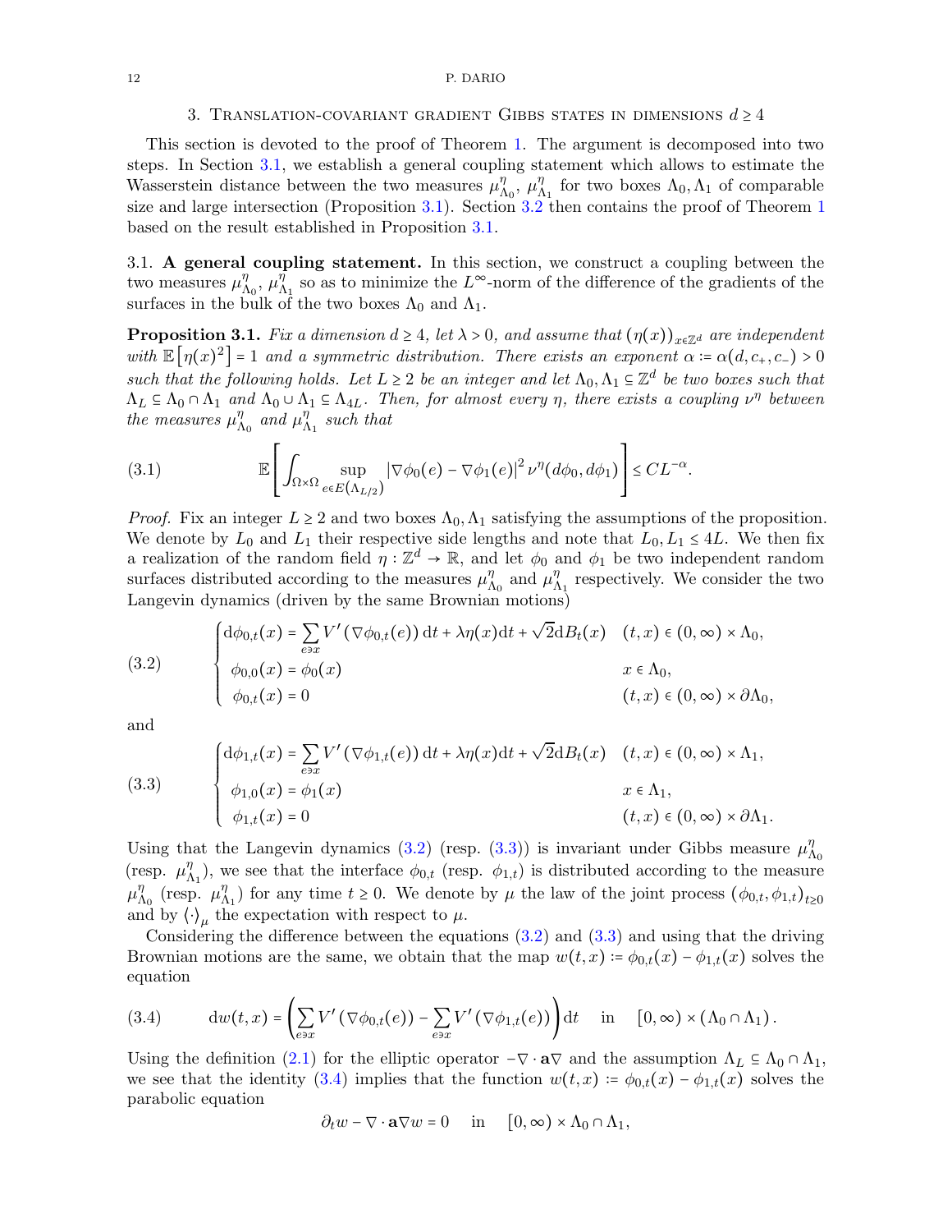## 3. Translation-covariant gradient Gibbs states in dimensions $d \geq 4$

This section is devoted to the proof of Theorem 1. The argument is decomposed into two steps. In Section 3.1, we establish a general coupling statement which allows to estimate the Wasserstein distance between the two measures $\mu^\eta_{\Lambda_0}$, $\mu^\eta_{\Lambda_1}$ for two boxes $\Lambda_0, \Lambda_1$ of comparable size and large intersection (Proposition 3.1). Section 3.2 then contains the proof of Theorem 1 based on the result established in Proposition 3.1.

### 3.1. A general coupling statement.

In this section, we construct a coupling between the two measures $\mu^\eta_{\Lambda_0}$, $\mu^\eta_{\Lambda_1}$ so as to minimize the $L^\infty$-norm of the difference of the gradients of the surfaces in the bulk of the two boxes $\Lambda_0$ and $\Lambda_1$.

**Proposition 3.1.** *Fix a dimension $d \geq 4$, let $\lambda > 0$, and assume that $(\eta(x))_{x\in\mathbb{Z}^d}$ are independent with $\mathbb{E}\left[\eta(x)^2\right] = 1$ and a symmetric distribution. There exists an exponent $\alpha := \alpha(d, c_+, c_-) > 0$ such that the following holds. Let $L \geq 2$ be an integer and let $\Lambda_0, \Lambda_1 \subseteq \mathbb{Z}^d$ be two boxes such that $\Lambda_L \subseteq \Lambda_0 \cap \Lambda_1$ and $\Lambda_0 \cup \Lambda_1 \subseteq \Lambda_{4L}$. Then, for almost every $\eta$, there exists a coupling $\nu^\eta$ between the measures $\mu^\eta_{\Lambda_0}$ and $\mu^\eta_{\Lambda_1}$ such that*

$$
\mathbb{E}\left[\int_{\Omega\times\Omega} \sup_{e\in E(\Lambda_{L/2})} \left|\nabla\phi_0(e) - \nabla\phi_1(e)\right|^2 \nu^\eta(d\phi_0, d\phi_1)\right] \leq CL^{-\alpha}. \tag{3.1}
$$

*Proof.* Fix an integer $L \geq 2$ and two boxes $\Lambda_0, \Lambda_1$ satisfying the assumptions of the proposition. We denote by $L_0$ and $L_1$ their respective side lengths and note that $L_0, L_1 \leq 4L$. We then fix a realization of the random field $\eta : \mathbb{Z}^d \to \mathbb{R}$, and let $\phi_0$ and $\phi_1$ be two independent random surfaces distributed according to the measures $\mu^\eta_{\Lambda_0}$ and $\mu^\eta_{\Lambda_1}$ respectively. We consider the two Langevin dynamics (driven by the same Brownian motions)

$$
\begin{cases}
\mathrm{d}\phi_{0,t}(x) = \sum_{e\ni x} V'\left(\nabla\phi_{0,t}(e)\right)\mathrm{d}t + \lambda\eta(x)\mathrm{d}t + \sqrt{2}\mathrm{d}B_t(x) & (t,x) \in (0,\infty)\times\Lambda_0, \\
\phi_{0,0}(x) = \phi_0(x) & x \in \Lambda_0, \\
\phi_{0,t}(x) = 0 & (t,x) \in (0,\infty)\times\partial\Lambda_0,
\end{cases} \tag{3.2}
$$

and

$$
\begin{cases}
\mathrm{d}\phi_{1,t}(x) = \sum_{e\ni x} V'\left(\nabla\phi_{1,t}(e)\right)\mathrm{d}t + \lambda\eta(x)\mathrm{d}t + \sqrt{2}\mathrm{d}B_t(x) & (t,x) \in (0,\infty)\times\Lambda_1, \\
\phi_{1,0}(x) = \phi_1(x) & x \in \Lambda_1, \\
\phi_{1,t}(x) = 0 & (t,x) \in (0,\infty)\times\partial\Lambda_1.
\end{cases} \tag{3.3}
$$

Using that the Langevin dynamics (3.2) (resp. (3.3)) is invariant under Gibbs measure $\mu^\eta_{\Lambda_0}$ (resp. $\mu^\eta_{\Lambda_1}$), we see that the interface $\phi_{0,t}$ (resp. $\phi_{1,t}$) is distributed according to the measure $\mu^\eta_{\Lambda_0}$ (resp. $\mu^\eta_{\Lambda_1}$) for any time $t \geq 0$. We denote by $\mu$ the law of the joint process $(\phi_{0,t}, \phi_{1,t})_{t\geq 0}$ and by $\langle\cdot\rangle_\mu$ the expectation with respect to $\mu$.

Considering the difference between the equations (3.2) and (3.3) and using that the driving Brownian motions are the same, we obtain that the map $w(t,x) := \phi_{0,t}(x) - \phi_{1,t}(x)$ solves the equation

$$
\mathrm{d}w(t,x) = \left(\sum_{e\ni x} V'\left(\nabla\phi_{0,t}(e)\right) - \sum_{e\ni x} V'\left(\nabla\phi_{1,t}(e)\right)\right)\mathrm{d}t \quad \text{in} \quad [0,\infty)\times(\Lambda_0\cap\Lambda_1). \tag{3.4}
$$

Using the definition (2.1) for the elliptic operator $-\nabla\cdot\mathbf{a}\nabla$ and the assumption $\Lambda_L \subseteq \Lambda_0 \cap \Lambda_1$, we see that the identity (3.4) implies that the function $w(t,x) := \phi_{0,t}(x) - \phi_{1,t}(x)$ solves the parabolic equation

$$
\partial_t w - \nabla\cdot\mathbf{a}\nabla w = 0 \quad \text{in} \quad [0,\infty)\times\Lambda_0\cap\Lambda_1,
$$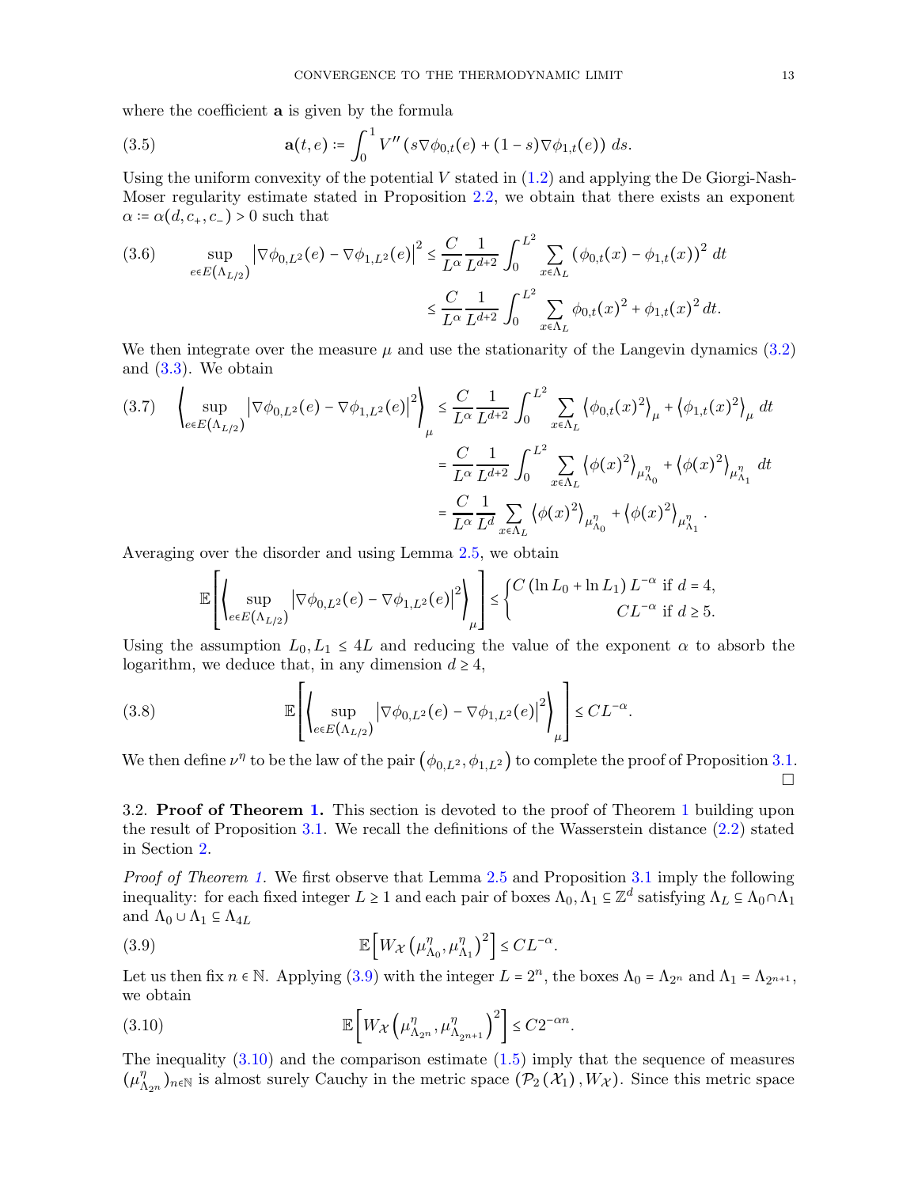where the coefficient $\mathbf{a}$ is given by the formula

$$\mathbf{a}(t,e) := \int_0^1 V''\left(s\nabla\phi_{0,t}(e) + (1-s)\nabla\phi_{1,t}(e)\right)\,ds. \tag{3.5}$$

Using the uniform convexity of the potential $V$ stated in (1.2) and applying the De Giorgi-Nash-Moser regularity estimate stated in Proposition 2.2, we obtain that there exists an exponent $\alpha := \alpha(d, c_+, c_-) > 0$ such that

$$\begin{aligned}
\sup_{e\in E(\Lambda_{L/2})} \left|\nabla\phi_{0,L^2}(e) - \nabla\phi_{1,L^2}(e)\right|^2 &\leq \frac{C}{L^\alpha}\frac{1}{L^{d+2}}\int_0^{L^2}\sum_{x\in\Lambda_L}\left(\phi_{0,t}(x) - \phi_{1,t}(x)\right)^2\,dt \\
&\leq \frac{C}{L^\alpha}\frac{1}{L^{d+2}}\int_0^{L^2}\sum_{x\in\Lambda_L}\phi_{0,t}(x)^2 + \phi_{1,t}(x)^2\,dt.
\end{aligned} \tag{3.6}$$

We then integrate over the measure $\mu$ and use the stationarity of the Langevin dynamics (3.2) and (3.3). We obtain

$$\begin{aligned}
\left\langle \sup_{e\in E(\Lambda_{L/2})} \left|\nabla\phi_{0,L^2}(e) - \nabla\phi_{1,L^2}(e)\right|^2\right\rangle_\mu &\leq \frac{C}{L^\alpha}\frac{1}{L^{d+2}}\int_0^{L^2}\sum_{x\in\Lambda_L}\left\langle\phi_{0,t}(x)^2\right\rangle_\mu + \left\langle\phi_{1,t}(x)^2\right\rangle_\mu\,dt \\
&= \frac{C}{L^\alpha}\frac{1}{L^{d+2}}\int_0^{L^2}\sum_{x\in\Lambda_L}\left\langle\phi(x)^2\right\rangle_{\mu^\eta_{\Lambda_0}} + \left\langle\phi(x)^2\right\rangle_{\mu^\eta_{\Lambda_1}}\,dt \\
&= \frac{C}{L^\alpha}\frac{1}{L^d}\sum_{x\in\Lambda_L}\left\langle\phi(x)^2\right\rangle_{\mu^\eta_{\Lambda_0}} + \left\langle\phi(x)^2\right\rangle_{\mu^\eta_{\Lambda_1}}.
\end{aligned} \tag{3.7}$$

Averaging over the disorder and using Lemma 2.5, we obtain

$$\mathbb{E}\left[\left\langle \sup_{e\in E(\Lambda_{L/2})} \left|\nabla\phi_{0,L^2}(e) - \nabla\phi_{1,L^2}(e)\right|^2\right\rangle_\mu\right] \leq \begin{cases} C\left(\ln L_0 + \ln L_1\right)L^{-\alpha} & \text{if } d = 4, \\ CL^{-\alpha} & \text{if } d \geq 5. \end{cases}$$

Using the assumption $L_0, L_1 \leq 4L$ and reducing the value of the exponent $\alpha$ to absorb the logarithm, we deduce that, in any dimension $d \geq 4$,

$$\mathbb{E}\left[\left\langle \sup_{e\in E(\Lambda_{L/2})} \left|\nabla\phi_{0,L^2}(e) - \nabla\phi_{1,L^2}(e)\right|^2\right\rangle_\mu\right] \leq CL^{-\alpha}. \tag{3.8}$$

We then define $\nu^\eta$ to be the law of the pair $\left(\phi_{0,L^2}, \phi_{1,L^2}\right)$ to complete the proof of Proposition 3.1. $\square$

3.2. **Proof of Theorem 1.** This section is devoted to the proof of Theorem 1 building upon the result of Proposition 3.1. We recall the definitions of the Wasserstein distance (2.2) stated in Section 2.

*Proof of Theorem 1.* We first observe that Lemma 2.5 and Proposition 3.1 imply the following inequality: for each fixed integer $L \geq 1$ and each pair of boxes $\Lambda_0, \Lambda_1 \subseteq \mathbb{Z}^d$ satisfying $\Lambda_L \subseteq \Lambda_0 \cap \Lambda_1$ and $\Lambda_0 \cup \Lambda_1 \subseteq \Lambda_{4L}$

$$\mathbb{E}\left[W_{\mathcal{X}}\left(\mu^\eta_{\Lambda_0}, \mu^\eta_{\Lambda_1}\right)^2\right] \leq CL^{-\alpha}. \tag{3.9}$$

Let us then fix $n \in \mathbb{N}$. Applying (3.9) with the integer $L = 2^n$, the boxes $\Lambda_0 = \Lambda_{2^n}$ and $\Lambda_1 = \Lambda_{2^{n+1}}$, we obtain

$$\mathbb{E}\left[W_{\mathcal{X}}\left(\mu^\eta_{\Lambda_{2^n}}, \mu^\eta_{\Lambda_{2^{n+1}}}\right)^2\right] \leq C2^{-\alpha n}. \tag{3.10}$$

The inequality (3.10) and the comparison estimate (1.5) imply that the sequence of measures $(\mu^\eta_{\Lambda_{2^n}})_{n\in\mathbb{N}}$ is almost surely Cauchy in the metric space $(\mathcal{P}_2(\mathcal{X}_1), W_{\mathcal{X}})$. Since this metric space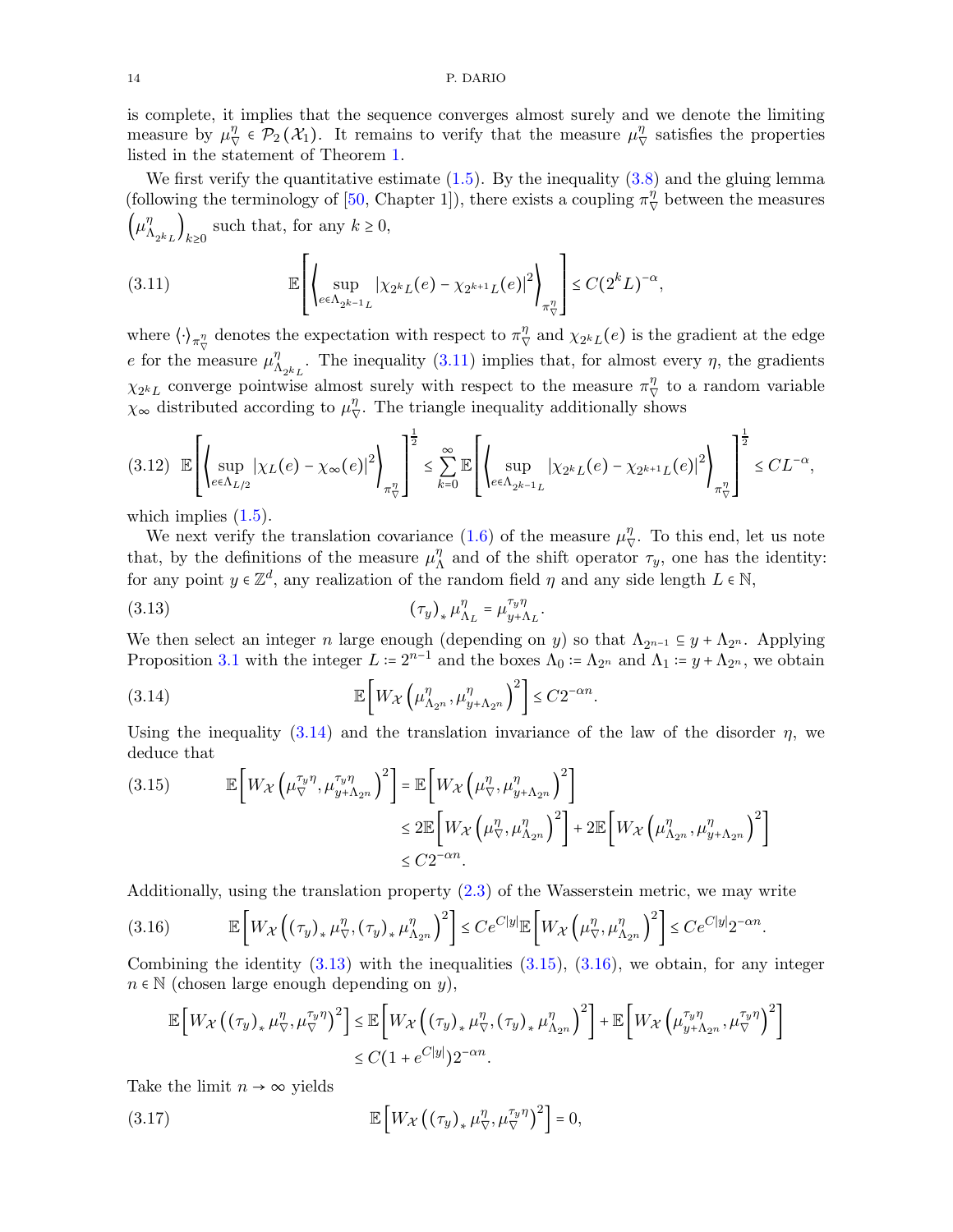is complete, it implies that the sequence converges almost surely and we denote the limiting measure by $\mu^\eta_\nabla \in \mathcal{P}_2(\mathcal{X}_1)$. It remains to verify that the measure $\mu^\eta_\nabla$ satisfies the properties listed in the statement of Theorem 1.

We first verify the quantitative estimate (1.5). By the inequality (3.8) and the gluing lemma (following the terminology of [50, Chapter 1]), there exists a coupling $\pi^\eta_\nabla$ between the measures $\left(\mu^\eta_{\Lambda_{2^kL}}\right)_{k\geq 0}$ such that, for any $k \geq 0$,

$$
\mathbb{E}\left[\left\langle \sup_{e\in\Lambda_{2^{k-1}L}} \left|\chi_{2^kL}(e) - \chi_{2^{k+1}L}(e)\right|^2\right\rangle_{\pi^\eta_\nabla}\right] \leq C(2^kL)^{-\alpha}, \tag{3.11}
$$

where $\langle\cdot\rangle_{\pi^\eta_\nabla}$ denotes the expectation with respect to $\pi^\eta_\nabla$ and $\chi_{2^kL}(e)$ is the gradient at the edge $e$ for the measure $\mu^\eta_{\Lambda_{2^kL}}$. The inequality (3.11) implies that, for almost every $\eta$, the gradients $\chi_{2^kL}$ converge pointwise almost surely with respect to the measure $\pi^\eta_\nabla$ to a random variable $\chi_\infty$ distributed according to $\mu^\eta_\nabla$. The triangle inequality additionally shows

$$
\mathbb{E}\left[\left\langle \sup_{e\in\Lambda_{L/2}} \left|\chi_L(e) - \chi_\infty(e)\right|^2\right\rangle_{\pi^\eta_\nabla}\right]^{\frac{1}{2}} \leq \sum_{k=0}^{\infty}\mathbb{E}\left[\left\langle \sup_{e\in\Lambda_{2^{k-1}L}} \left|\chi_{2^kL}(e) - \chi_{2^{k+1}L}(e)\right|^2\right\rangle_{\pi^\eta_\nabla}\right]^{\frac{1}{2}} \leq CL^{-\alpha}, \tag{3.12}
$$

which implies (1.5).

We next verify the translation covariance (1.6) of the measure $\mu^\eta_\nabla$. To this end, let us note that, by the definitions of the measure $\mu^\eta_\Lambda$ and of the shift operator $\tau_y$, one has the identity: for any point $y \in \mathbb{Z}^d$, any realization of the random field $\eta$ and any side length $L \in \mathbb{N}$,

$$
(\tau_y)_* \mu^\eta_{\Lambda_L} = \mu^{\tau_y\eta}_{y+\Lambda_L}. \tag{3.13}
$$

We then select an integer $n$ large enough (depending on $y$) so that $\Lambda_{2^{n-1}} \subseteq y + \Lambda_{2^n}$. Applying Proposition 3.1 with the integer $L := 2^{n-1}$ and the boxes $\Lambda_0 := \Lambda_{2^n}$ and $\Lambda_1 := y + \Lambda_{2^n}$, we obtain

$$
\mathbb{E}\left[W_{\mathcal{X}}\left(\mu^\eta_{\Lambda_{2^n}}, \mu^\eta_{y+\Lambda_{2^n}}\right)^2\right] \leq C2^{-\alpha n}. \tag{3.14}
$$

Using the inequality (3.14) and the translation invariance of the law of the disorder $\eta$, we deduce that

$$
\begin{aligned}
\mathbb{E}\left[W_{\mathcal{X}}\left(\mu^{\tau_y\eta}_\nabla, \mu^{\tau_y\eta}_{y+\Lambda_{2^n}}\right)^2\right] &= \mathbb{E}\left[W_{\mathcal{X}}\left(\mu^\eta_\nabla, \mu^\eta_{y+\Lambda_{2^n}}\right)^2\right] \\
&\leq 2\mathbb{E}\left[W_{\mathcal{X}}\left(\mu^\eta_\nabla, \mu^\eta_{\Lambda_{2^n}}\right)^2\right] + 2\mathbb{E}\left[W_{\mathcal{X}}\left(\mu^\eta_{\Lambda_{2^n}}, \mu^\eta_{y+\Lambda_{2^n}}\right)^2\right] \\
&\leq C2^{-\alpha n}.
\end{aligned} \tag{3.15}
$$

Additionally, using the translation property (2.3) of the Wasserstein metric, we may write

$$
\mathbb{E}\left[W_{\mathcal{X}}\left((\tau_y)_*\mu^\eta_\nabla, (\tau_y)_*\mu^\eta_{\Lambda_{2^n}}\right)^2\right] \leq Ce^{C|y|}\mathbb{E}\left[W_{\mathcal{X}}\left(\mu^\eta_\nabla, \mu^\eta_{\Lambda_{2^n}}\right)^2\right] \leq Ce^{C|y|}2^{-\alpha n}. \tag{3.16}
$$

Combining the identity (3.13) with the inequalities (3.15), (3.16), we obtain, for any integer $n \in \mathbb{N}$ (chosen large enough depending on $y$),

$$
\begin{aligned}
\mathbb{E}\left[W_{\mathcal{X}}\left((\tau_y)_*\mu^\eta_\nabla, \mu^{\tau_y\eta}_\nabla\right)^2\right] &\leq \mathbb{E}\left[W_{\mathcal{X}}\left((\tau_y)_*\mu^\eta_\nabla, (\tau_y)_*\mu^\eta_{\Lambda_{2^n}}\right)^2\right] + \mathbb{E}\left[W_{\mathcal{X}}\left(\mu^{\tau_y\eta}_{y+\Lambda_{2^n}}, \mu^{\tau_y\eta}_\nabla\right)^2\right] \\
&\leq C(1 + e^{C|y|})2^{-\alpha n}.
\end{aligned}
$$

Take the limit $n \to \infty$ yields

$$
\mathbb{E}\left[W_{\mathcal{X}}\left((\tau_y)_*\mu^\eta_\nabla, \mu^{\tau_y\eta}_\nabla\right)^2\right] = 0, \tag{3.17}
$$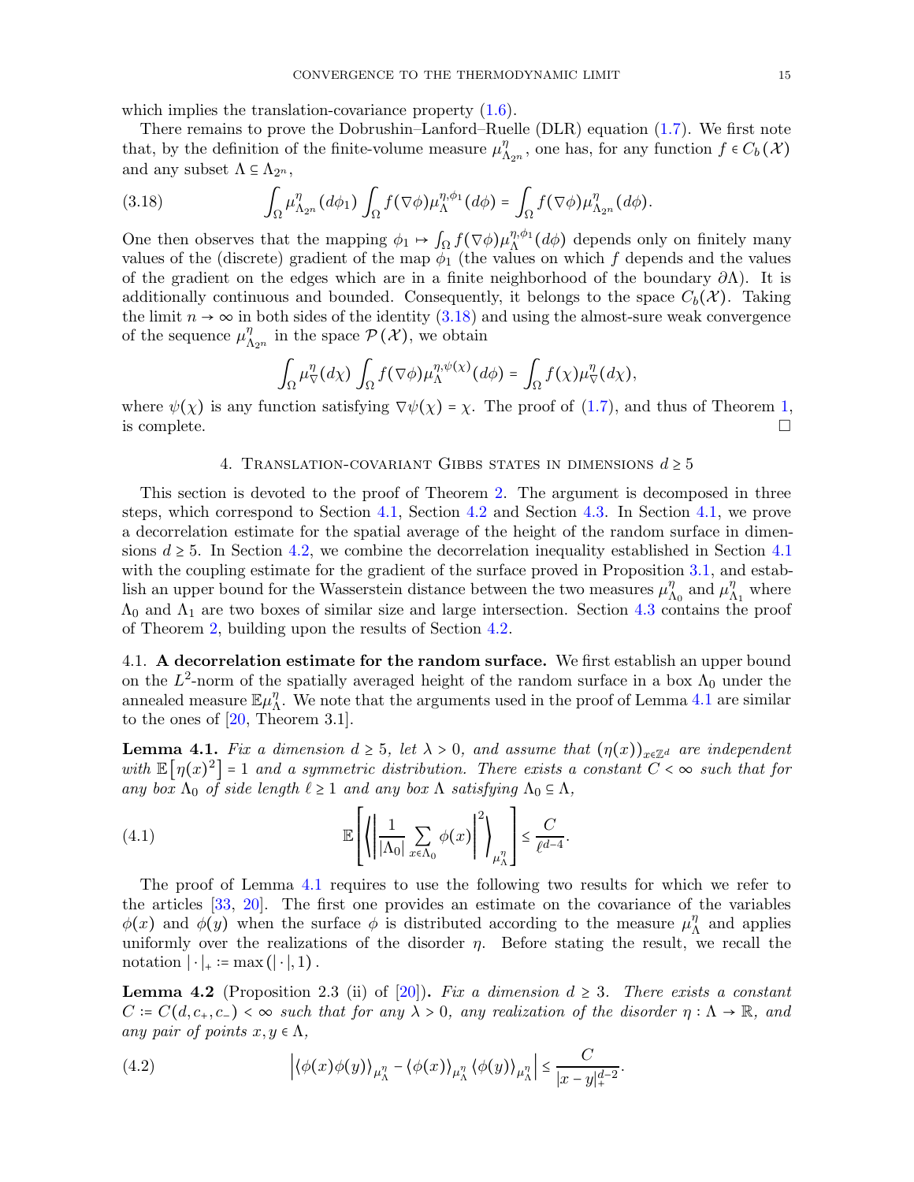which implies the translation-covariance property (1.6).

There remains to prove the Dobrushin–Lanford–Ruelle (DLR) equation (1.7). We first note that, by the definition of the finite-volume measure $\mu^{\eta}_{\Lambda_{2^n}}$, one has, for any function $f \in C_b(\mathcal{X})$ and any subset $\Lambda \subseteq \Lambda_{2^n}$,

$$
\int_\Omega \mu^{\eta}_{\Lambda_{2^n}}(d\phi_1) \int_\Omega f(\nabla \phi) \mu^{\eta,\phi_1}_{\Lambda}(d\phi) = \int_\Omega f(\nabla\phi) \mu^{\eta}_{\Lambda_{2^n}}(d\phi). \tag{3.18}
$$

One then observes that the mapping $\phi_1 \mapsto \int_\Omega f(\nabla \phi) \mu^{\eta,\phi_1}_{\Lambda}(d\phi)$ depends only on finitely many values of the (discrete) gradient of the map $\phi_1$ (the values on which $f$ depends and the values of the gradient on the edges which are in a finite neighborhood of the boundary $\partial\Lambda$). It is additionally continuous and bounded. Consequently, it belongs to the space $C_b(\mathcal{X})$. Taking the limit $n \to \infty$ in both sides of the identity (3.18) and using the almost-sure weak convergence of the sequence $\mu^{\eta}_{\Lambda_{2^n}}$ in the space $\mathcal{P}(\mathcal{X})$, we obtain

$$
\int_\Omega \mu^{\eta}_{\nabla}(d\chi) \int_\Omega f(\nabla\phi) \mu^{\eta,\psi(\chi)}_{\Lambda}(d\phi) = \int_\Omega f(\chi) \mu^{\eta}_{\nabla}(d\chi),
$$

where $\psi(\chi)$ is any function satisfying $\nabla\psi(\chi) = \chi$. The proof of (1.7), and thus of Theorem 1, is complete. ☐

## 4. Translation-covariant Gibbs states in dimensions $d \geq 5$

This section is devoted to the proof of Theorem 2. The argument is decomposed in three steps, which correspond to Section 4.1, Section 4.2 and Section 4.3. In Section 4.1, we prove a decorrelation estimate for the spatial average of the height of the random surface in dimensions $d \geq 5$. In Section 4.2, we combine the decorrelation inequality established in Section 4.1 with the coupling estimate for the gradient of the surface proved in Proposition 3.1, and establish an upper bound for the Wasserstein distance between the two measures $\mu^{\eta}_{\Lambda_0}$ and $\mu^{\eta}_{\Lambda_1}$ where $\Lambda_0$ and $\Lambda_1$ are two boxes of similar size and large intersection. Section 4.3 contains the proof of Theorem 2, building upon the results of Section 4.2.

4.1. **A decorrelation estimate for the random surface.** We first establish an upper bound on the $L^2$-norm of the spatially averaged height of the random surface in a box $\Lambda_0$ under the annealed measure $\mathbb{E}\mu^{\eta}_{\Lambda}$. We note that the arguments used in the proof of Lemma 4.1 are similar to the ones of [20, Theorem 3.1].

**Lemma 4.1.** *Fix a dimension $d \geq 5$, let $\lambda > 0$, and assume that $(\eta(x))_{x\in\mathbb{Z}^d}$ are independent with $\mathbb{E}\left[\eta(x)^2\right] = 1$ and a symmetric distribution. There exists a constant $C < \infty$ such that for any box $\Lambda_0$ of side length $\ell \geq 1$ and any box $\Lambda$ satisfying $\Lambda_0 \subseteq \Lambda$,*

$$
\mathbb{E}\left[\left\langle \left| \frac{1}{|\Lambda_0|} \sum_{x\in\Lambda_0} \phi(x) \right|^2 \right\rangle_{\mu^{\eta}_{\Lambda}}\right] \leq \frac{C}{\ell^{d-4}}. \tag{4.1}
$$

The proof of Lemma 4.1 requires to use the following two results for which we refer to the articles [33, 20]. The first one provides an estimate on the covariance of the variables $\phi(x)$ and $\phi(y)$ when the surface $\phi$ is distributed according to the measure $\mu^{\eta}_{\Lambda}$ and applies uniformly over the realizations of the disorder $\eta$. Before stating the result, we recall the notation $|\cdot|_+ := \max(|\cdot|, 1)$.

**Lemma 4.2** (Proposition 2.3 (ii) of [20])**.** *Fix a dimension $d \geq 3$. There exists a constant $C := C(d, c_+, c_-) < \infty$ such that for any $\lambda > 0$, any realization of the disorder $\eta : \Lambda \to \mathbb{R}$, and any pair of points $x, y \in \Lambda$,*

$$
\left| \langle \phi(x)\phi(y) \rangle_{\mu^{\eta}_{\Lambda}} - \langle \phi(x) \rangle_{\mu^{\eta}_{\Lambda}} \langle \phi(y) \rangle_{\mu^{\eta}_{\Lambda}} \right| \leq \frac{C}{|x-y|_+^{d-2}}. \tag{4.2}
$$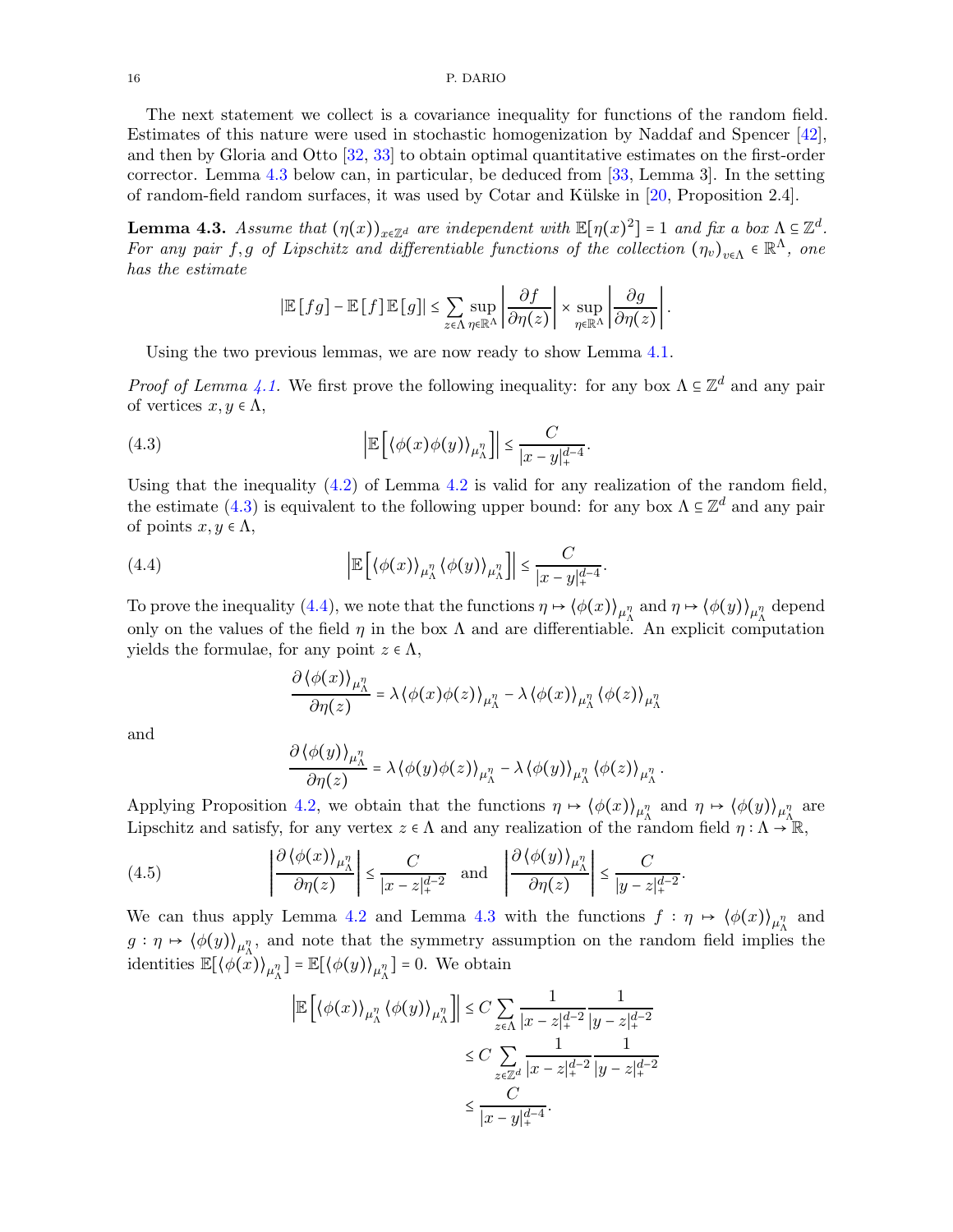The next statement we collect is a covariance inequality for functions of the random field. Estimates of this nature were used in stochastic homogenization by Naddaf and Spencer [42], and then by Gloria and Otto [32, 33] to obtain optimal quantitative estimates on the first-order corrector. Lemma 4.3 below can, in particular, be deduced from [33, Lemma 3]. In the setting of random-field random surfaces, it was used by Cotar and Külske in [20, Proposition 2.4].

**Lemma 4.3.** *Assume that $(\eta(x))_{x\in\mathbb{Z}^d}$ are independent with $\mathbb{E}[\eta(x)^2] = 1$ and fix a box $\Lambda \subseteq \mathbb{Z}^d$. For any pair $f, g$ of Lipschitz and differentiable functions of the collection $(\eta_v)_{v\in\Lambda} \in \mathbb{R}^\Lambda$, one has the estimate*

$$|\mathbb{E}[fg] - \mathbb{E}[f]\mathbb{E}[g]| \leq \sum_{z\in\Lambda} \sup_{\eta\in\mathbb{R}^\Lambda} \left|\frac{\partial f}{\partial \eta(z)}\right| \times \sup_{\eta\in\mathbb{R}^\Lambda} \left|\frac{\partial g}{\partial \eta(z)}\right|.$$

Using the two previous lemmas, we are now ready to show Lemma 4.1.

*Proof of Lemma 4.1.* We first prove the following inequality: for any box $\Lambda \subseteq \mathbb{Z}^d$ and any pair of vertices $x, y \in \Lambda$,

$$\left|\mathbb{E}\left[\langle \phi(x)\phi(y)\rangle_{\mu_\Lambda^\eta}\right]\right| \leq \frac{C}{|x-y|_+^{d-4}}. \tag{4.3}$$

Using that the inequality (4.2) of Lemma 4.2 is valid for any realization of the random field, the estimate (4.3) is equivalent to the following upper bound: for any box $\Lambda \subseteq \mathbb{Z}^d$ and any pair of points $x, y \in \Lambda$,

$$\left|\mathbb{E}\left[\langle \phi(x)\rangle_{\mu_\Lambda^\eta}\langle \phi(y)\rangle_{\mu_\Lambda^\eta}\right]\right| \leq \frac{C}{|x-y|_+^{d-4}}. \tag{4.4}$$

To prove the inequality (4.4), we note that the functions $\eta \mapsto \langle \phi(x)\rangle_{\mu_\Lambda^\eta}$ and $\eta \mapsto \langle \phi(y)\rangle_{\mu_\Lambda^\eta}$ depend only on the values of the field $\eta$ in the box $\Lambda$ and are differentiable. An explicit computation yields the formulae, for any point $z \in \Lambda$,

$$\frac{\partial \langle \phi(x)\rangle_{\mu_\Lambda^\eta}}{\partial \eta(z)} = \lambda \langle \phi(x)\phi(z)\rangle_{\mu_\Lambda^\eta} - \lambda \langle \phi(x)\rangle_{\mu_\Lambda^\eta}\langle \phi(z)\rangle_{\mu_\Lambda^\eta}$$

and

$$\frac{\partial \langle \phi(y)\rangle_{\mu_\Lambda^\eta}}{\partial \eta(z)} = \lambda \langle \phi(y)\phi(z)\rangle_{\mu_\Lambda^\eta} - \lambda \langle \phi(y)\rangle_{\mu_\Lambda^\eta}\langle \phi(z)\rangle_{\mu_\Lambda^\eta}.$$

Applying Proposition 4.2, we obtain that the functions $\eta \mapsto \langle \phi(x)\rangle_{\mu_\Lambda^\eta}$ and $\eta \mapsto \langle \phi(y)\rangle_{\mu_\Lambda^\eta}$ are Lipschitz and satisfy, for any vertex $z \in \Lambda$ and any realization of the random field $\eta : \Lambda \to \mathbb{R}$,

$$\left|\frac{\partial \langle \phi(x)\rangle_{\mu_\Lambda^\eta}}{\partial \eta(z)}\right| \leq \frac{C}{|x-z|_+^{d-2}} \quad \text{and} \quad \left|\frac{\partial \langle \phi(y)\rangle_{\mu_\Lambda^\eta}}{\partial \eta(z)}\right| \leq \frac{C}{|y-z|_+^{d-2}}. \tag{4.5}$$

We can thus apply Lemma 4.2 and Lemma 4.3 with the functions $f : \eta \mapsto \langle \phi(x)\rangle_{\mu_\Lambda^\eta}$ and $g : \eta \mapsto \langle \phi(y)\rangle_{\mu_\Lambda^\eta}$, and note that the symmetry assumption on the random field implies the identities $\mathbb{E}[\langle \phi(x)\rangle_{\mu_\Lambda^\eta}] = \mathbb{E}[\langle \phi(y)\rangle_{\mu_\Lambda^\eta}] = 0$. We obtain

$$\begin{aligned}
\left|\mathbb{E}\left[\langle \phi(x)\rangle_{\mu_\Lambda^\eta}\langle \phi(y)\rangle_{\mu_\Lambda^\eta}\right]\right| &\leq C\sum_{z\in\Lambda} \frac{1}{|x-z|_+^{d-2}}\frac{1}{|y-z|_+^{d-2}} \\
&\leq C\sum_{z\in\mathbb{Z}^d} \frac{1}{|x-z|_+^{d-2}}\frac{1}{|y-z|_+^{d-2}} \\
&\leq \frac{C}{|x-y|_+^{d-4}}.
\end{aligned}$$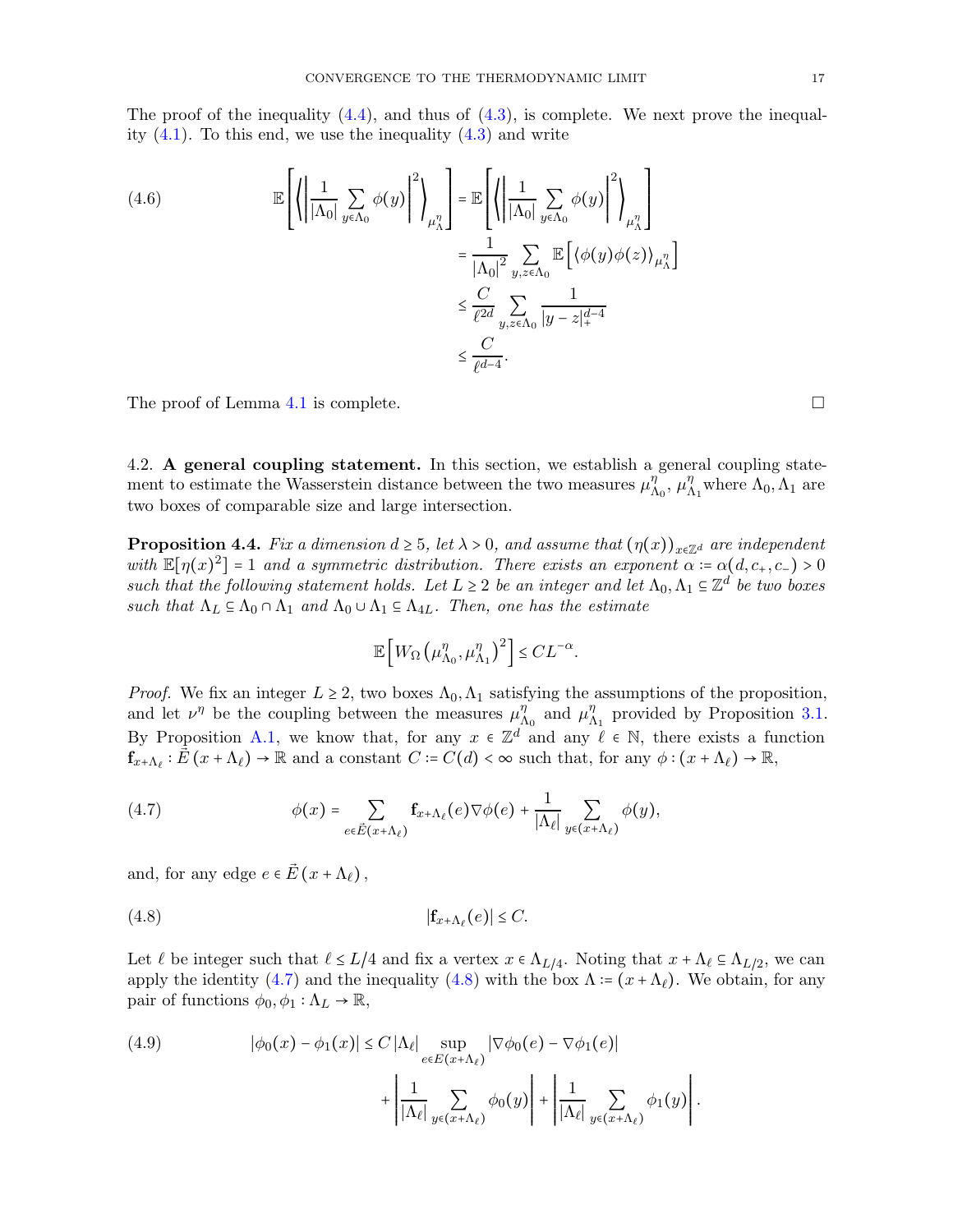The proof of the inequality (4.4), and thus of (4.3), is complete. We next prove the inequality (4.1). To this end, we use the inequality (4.3) and write

$$
\mathbb{E}\left[\left\langle \left| \frac{1}{|\Lambda_0|} \sum_{y \in \Lambda_0} \phi(y) \right|^2 \right\rangle_{\mu_\Lambda^\eta} \right] = \mathbb{E}\left[\left\langle \left| \frac{1}{|\Lambda_0|} \sum_{y \in \Lambda_0} \phi(y) \right|^2 \right\rangle_{\mu_\Lambda^\eta} \right] \tag{4.6}
$$
$$
= \frac{1}{|\Lambda_0|^2} \sum_{y,z \in \Lambda_0} \mathbb{E}\left[ \langle \phi(y)\phi(z) \rangle_{\mu_\Lambda^\eta} \right]
$$
$$
\leq \frac{C}{\ell^{2d}} \sum_{y,z \in \Lambda_0} \frac{1}{|y-z|_+^{d-4}}
$$
$$
\leq \frac{C}{\ell^{d-4}}.
$$

The proof of Lemma 4.1 is complete. $\square$

## 4.2. A general coupling statement.

In this section, we establish a general coupling statement to estimate the Wasserstein distance between the two measures $\mu_{\Lambda_0}^\eta$, $\mu_{\Lambda_1}^\eta$ where $\Lambda_0, \Lambda_1$ are two boxes of comparable size and large intersection.

**Proposition 4.4.** *Fix a dimension $d \geq 5$, let $\lambda > 0$, and assume that $(\eta(x))_{x \in \mathbb{Z}^d}$ are independent with $\mathbb{E}[\eta(x)^2] = 1$ and a symmetric distribution. There exists an exponent $\alpha := \alpha(d, c_+, c_-) > 0$ such that the following statement holds. Let $L \geq 2$ be an integer and let $\Lambda_0, \Lambda_1 \subseteq \mathbb{Z}^d$ be two boxes such that $\Lambda_L \subseteq \Lambda_0 \cap \Lambda_1$ and $\Lambda_0 \cup \Lambda_1 \subseteq \Lambda_{4L}$. Then, one has the estimate*

$$
\mathbb{E}\left[ W_\Omega\left(\mu_{\Lambda_0}^\eta, \mu_{\Lambda_1}^\eta\right)^2 \right] \leq C L^{-\alpha}.
$$

*Proof.* We fix an integer $L \geq 2$, two boxes $\Lambda_0, \Lambda_1$ satisfying the assumptions of the proposition, and let $\nu^\eta$ be the coupling between the measures $\mu_{\Lambda_0}^\eta$ and $\mu_{\Lambda_1}^\eta$ provided by Proposition 3.1. By Proposition A.1, we know that, for any $x \in \mathbb{Z}^d$ and any $\ell \in \mathbb{N}$, there exists a function $\mathbf{f}_{x+\Lambda_\ell} : \vec{E}(x + \Lambda_\ell) \to \mathbb{R}$ and a constant $C := C(d) < \infty$ such that, for any $\phi : (x + \Lambda_\ell) \to \mathbb{R}$,

$$
\phi(x) = \sum_{e \in \vec{E}(x+\Lambda_\ell)} \mathbf{f}_{x+\Lambda_\ell}(e) \nabla\phi(e) + \frac{1}{|\Lambda_\ell|} \sum_{y \in (x+\Lambda_\ell)} \phi(y), \tag{4.7}
$$

and, for any edge $e \in \vec{E}(x + \Lambda_\ell)$,

$$
|\mathbf{f}_{x+\Lambda_\ell}(e)| \leq C. \tag{4.8}
$$

Let $\ell$ be integer such that $\ell \leq L/4$ and fix a vertex $x \in \Lambda_{L/4}$. Noting that $x + \Lambda_\ell \subseteq \Lambda_{L/2}$, we can apply the identity (4.7) and the inequality (4.8) with the box $\Lambda := (x + \Lambda_\ell)$. We obtain, for any pair of functions $\phi_0, \phi_1 : \Lambda_L \to \mathbb{R}$,

$$
|\phi_0(x) - \phi_1(x)| \leq C |\Lambda_\ell| \sup_{e \in E(x+\Lambda_\ell)} |\nabla\phi_0(e) - \nabla\phi_1(e)| \tag{4.9}
$$
$$
+ \left| \frac{1}{|\Lambda_\ell|} \sum_{y \in (x+\Lambda_\ell)} \phi_0(y) \right| + \left| \frac{1}{|\Lambda_\ell|} \sum_{y \in (x+\Lambda_\ell)} \phi_1(y) \right|.
$$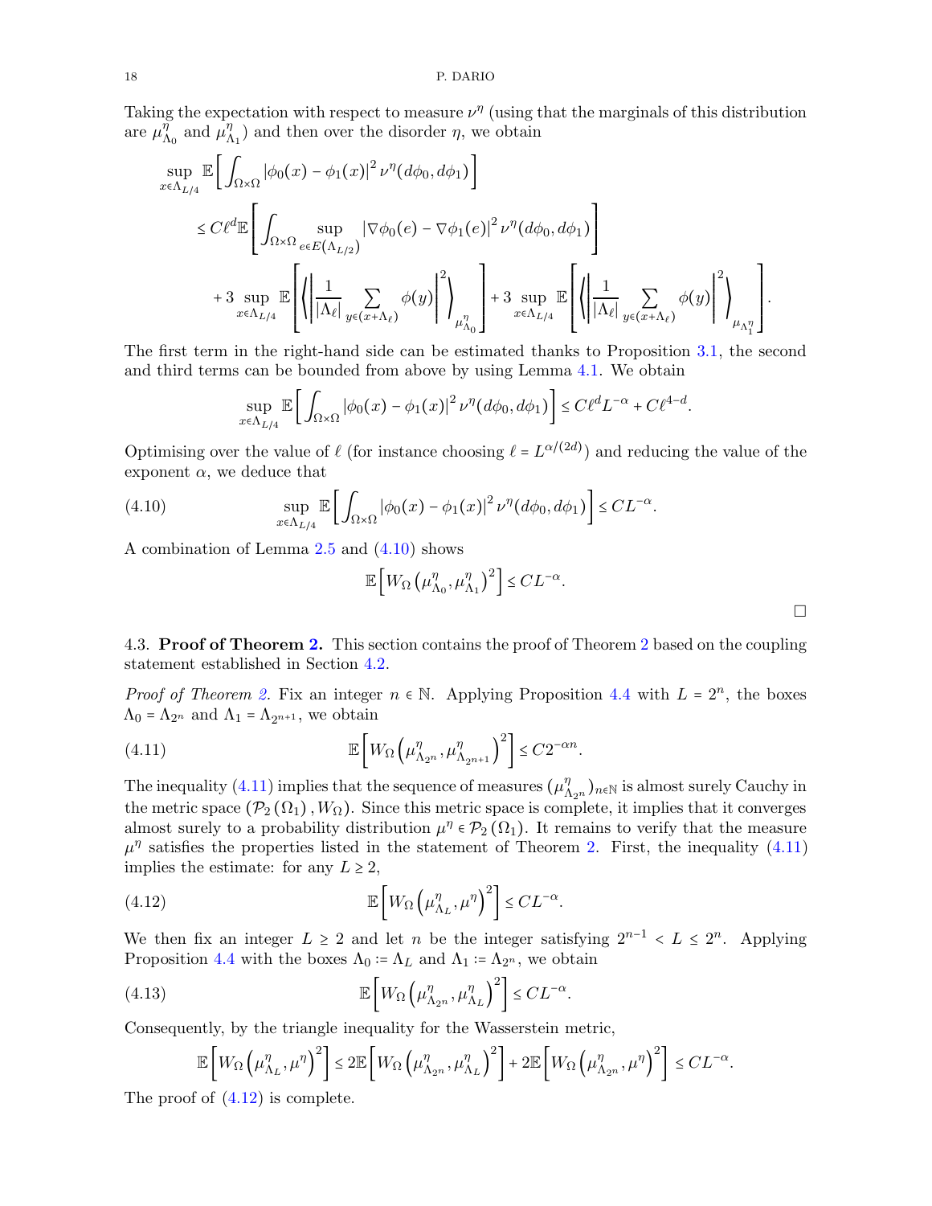Taking the expectation with respect to measure $\nu^\eta$ (using that the marginals of this distribution are $\mu^\eta_{\Lambda_0}$ and $\mu^\eta_{\Lambda_1}$) and then over the disorder $\eta$, we obtain

$$\begin{aligned}
\sup_{x \in \Lambda_{L/4}} & \mathbb{E}\left[ \int_{\Omega \times \Omega} |\phi_0(x) - \phi_1(x)|^2 \nu^\eta(d\phi_0, d\phi_1) \right] \\
& \leq C\ell^d \mathbb{E}\left[ \int_{\Omega \times \Omega} \sup_{e \in E(\Lambda_{L/2})} |\nabla \phi_0(e) - \nabla \phi_1(e)|^2 \nu^\eta(d\phi_0, d\phi_1) \right] \\
& \quad + 3 \sup_{x \in \Lambda_{L/4}} \mathbb{E}\left[ \left\langle \left| \frac{1}{|\Lambda_\ell|} \sum_{y \in (x + \Lambda_\ell)} \phi(y) \right|^2 \right\rangle_{\mu^\eta_{\Lambda_0}} \right] + 3 \sup_{x \in \Lambda_{L/4}} \mathbb{E}\left[ \left\langle \left| \frac{1}{|\Lambda_\ell|} \sum_{y \in (x + \Lambda_\ell)} \phi(y) \right|^2 \right\rangle_{\mu_{\Lambda_1^\eta}} \right].
\end{aligned}$$

The first term in the right-hand side can be estimated thanks to Proposition 3.1, the second and third terms can be bounded from above by using Lemma 4.1. We obtain

$$\sup_{x \in \Lambda_{L/4}} \mathbb{E}\left[ \int_{\Omega \times \Omega} |\phi_0(x) - \phi_1(x)|^2 \nu^\eta(d\phi_0, d\phi_1) \right] \leq C\ell^d L^{-\alpha} + C\ell^{4-d}.$$

Optimising over the value of $\ell$ (for instance choosing $\ell = L^{\alpha/(2d)}$) and reducing the value of the exponent $\alpha$, we deduce that

$$\sup_{x \in \Lambda_{L/4}} \mathbb{E}\left[ \int_{\Omega \times \Omega} |\phi_0(x) - \phi_1(x)|^2 \nu^\eta(d\phi_0, d\phi_1) \right] \leq CL^{-\alpha}. \tag{4.10}$$

A combination of Lemma 2.5 and (4.10) shows

$$\mathbb{E}\left[ W_\Omega\left(\mu^\eta_{\Lambda_0}, \mu^\eta_{\Lambda_1}\right)^2 \right] \leq CL^{-\alpha}.$$

□

### 4.3. Proof of Theorem 2.

This section contains the proof of Theorem 2 based on the coupling statement established in Section 4.2.

*Proof of Theorem 2.* Fix an integer $n \in \mathbb{N}$. Applying Proposition 4.4 with $L = 2^n$, the boxes $\Lambda_0 = \Lambda_{2^n}$ and $\Lambda_1 = \Lambda_{2^{n+1}}$, we obtain

$$\mathbb{E}\left[ W_\Omega\left(\mu^\eta_{\Lambda_{2^n}}, \mu^\eta_{\Lambda_{2^{n+1}}}\right)^2 \right] \leq C2^{-\alpha n}. \tag{4.11}$$

The inequality (4.11) implies that the sequence of measures $(\mu^\eta_{\Lambda_{2^n}})_{n \in \mathbb{N}}$ is almost surely Cauchy in the metric space $(\mathcal{P}_2(\Omega_1), W_\Omega)$. Since this metric space is complete, it implies that it converges almost surely to a probability distribution $\mu^\eta \in \mathcal{P}_2(\Omega_1)$. It remains to verify that the measure $\mu^\eta$ satisfies the properties listed in the statement of Theorem 2. First, the inequality (4.11) implies the estimate: for any $L \geq 2$,

$$\mathbb{E}\left[ W_\Omega\left(\mu^\eta_{\Lambda_L}, \mu^\eta\right)^2 \right] \leq CL^{-\alpha}. \tag{4.12}$$

We then fix an integer $L \geq 2$ and let $n$ be the integer satisfying $2^{n-1} < L \leq 2^n$. Applying Proposition 4.4 with the boxes $\Lambda_0 := \Lambda_L$ and $\Lambda_1 := \Lambda_{2^n}$, we obtain

$$\mathbb{E}\left[ W_\Omega\left(\mu^\eta_{\Lambda_{2^n}}, \mu^\eta_{\Lambda_L}\right)^2 \right] \leq CL^{-\alpha}. \tag{4.13}$$

Consequently, by the triangle inequality for the Wasserstein metric,

$$\mathbb{E}\left[ W_\Omega\left(\mu^\eta_{\Lambda_L}, \mu^\eta\right)^2 \right] \leq 2\mathbb{E}\left[ W_\Omega\left(\mu^\eta_{\Lambda_{2^n}}, \mu^\eta_{\Lambda_L}\right)^2 \right] + 2\mathbb{E}\left[ W_\Omega\left(\mu^\eta_{\Lambda_{2^n}}, \mu^\eta\right)^2 \right] \leq CL^{-\alpha}.$$

The proof of (4.12) is complete.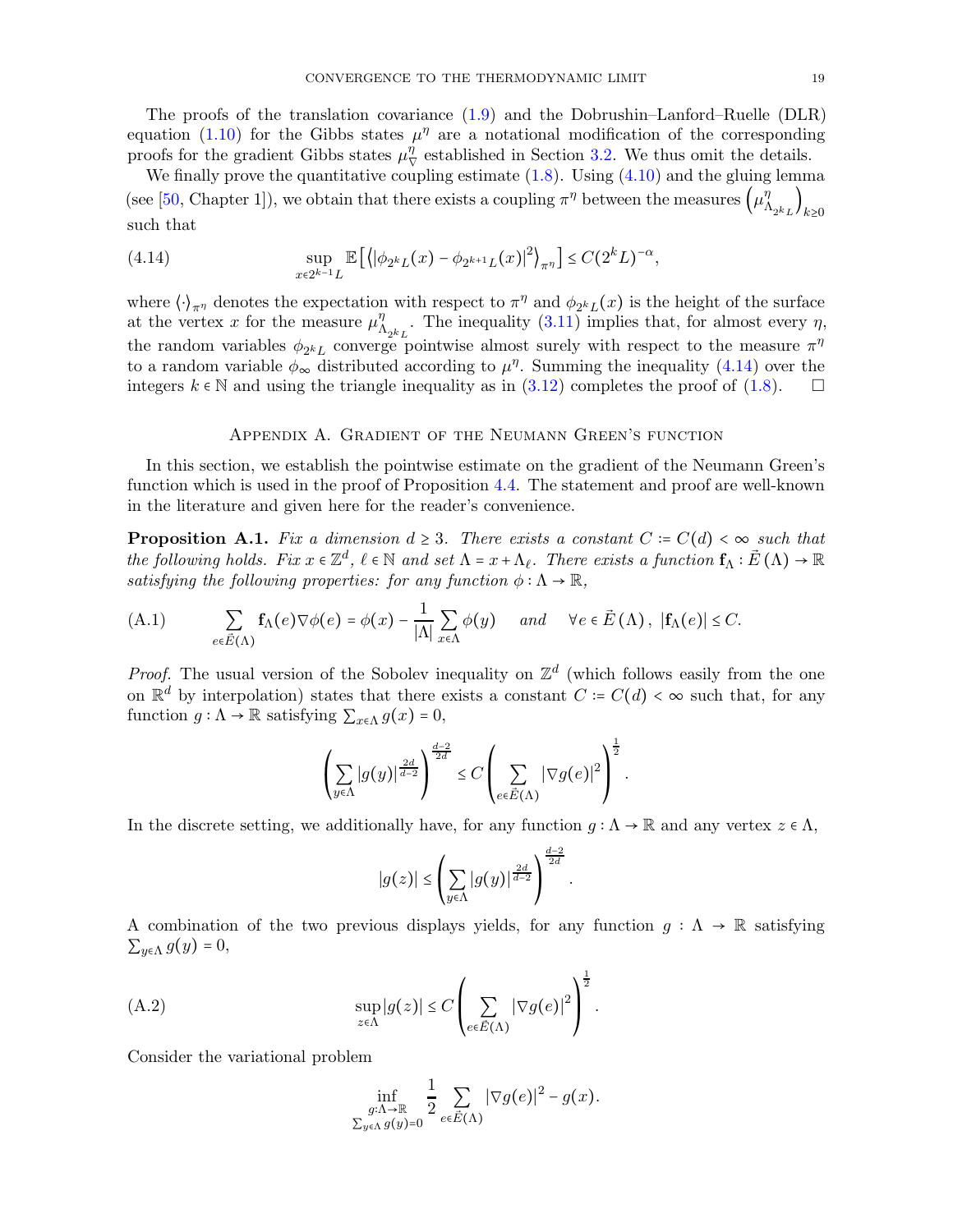The proofs of the translation covariance (1.9) and the Dobrushin–Lanford–Ruelle (DLR) equation (1.10) for the Gibbs states $\mu^\eta$ are a notational modification of the corresponding proofs for the gradient Gibbs states $\mu^\eta_\nabla$ established in Section 3.2. We thus omit the details.

We finally prove the quantitative coupling estimate (1.8). Using (4.10) and the gluing lemma (see [50, Chapter 1]), we obtain that there exists a coupling $\pi^\eta$ between the measures $\left(\mu^\eta_{\Lambda_{2^k L}}\right)_{k \geq 0}$ such that

$$
\sup_{x \in 2^{k-1}L} \mathbb{E}\left[\left\langle |\phi_{2^k L}(x) - \phi_{2^{k+1}L}(x)|^2 \right\rangle_{\pi^\eta}\right] \leq C(2^k L)^{-\alpha}, \tag{4.14}
$$

where $\langle \cdot \rangle_{\pi^\eta}$ denotes the expectation with respect to $\pi^\eta$ and $\phi_{2^k L}(x)$ is the height of the surface at the vertex $x$ for the measure $\mu^\eta_{\Lambda_{2^k L}}$. The inequality (3.11) implies that, for almost every $\eta$, the random variables $\phi_{2^k L}$ converge pointwise almost surely with respect to the measure $\pi^\eta$ to a random variable $\phi_\infty$ distributed according to $\mu^\eta$. Summing the inequality (4.14) over the integers $k \in \mathbb{N}$ and using the triangle inequality as in (3.12) completes the proof of (1.8). $\square$

## Appendix A. Gradient of the Neumann Green's function

In this section, we establish the pointwise estimate on the gradient of the Neumann Green's function which is used in the proof of Proposition 4.4. The statement and proof are well-known in the literature and given here for the reader's convenience.

**Proposition A.1.** *Fix a dimension $d \geq 3$. There exists a constant $C := C(d) < \infty$ such that the following holds. Fix $x \in \mathbb{Z}^d$, $\ell \in \mathbb{N}$ and set $\Lambda = x + \Lambda_\ell$. There exists a function $\mathbf{f}_\Lambda : \vec{E}(\Lambda) \to \mathbb{R}$ satisfying the following properties: for any function $\phi : \Lambda \to \mathbb{R}$,*

$$
\sum_{e \in \vec{E}(\Lambda)} \mathbf{f}_\Lambda(e) \nabla \phi(e) = \phi(x) - \frac{1}{|\Lambda|} \sum_{x \in \Lambda} \phi(y) \quad \text{and} \quad \forall e \in \vec{E}(\Lambda), \ |\mathbf{f}_\Lambda(e)| \leq C. \tag{A.1}
$$

*Proof.* The usual version of the Sobolev inequality on $\mathbb{Z}^d$ (which follows easily from the one on $\mathbb{R}^d$ by interpolation) states that there exists a constant $C := C(d) < \infty$ such that, for any function $g : \Lambda \to \mathbb{R}$ satisfying $\sum_{x \in \Lambda} g(x) = 0$,

$$
\left( \sum_{y \in \Lambda} |g(y)|^{\frac{2d}{d-2}} \right)^{\frac{d-2}{2d}} \leq C \left( \sum_{e \in \vec{E}(\Lambda)} |\nabla g(e)|^2 \right)^{\frac{1}{2}}.
$$

In the discrete setting, we additionally have, for any function $g : \Lambda \to \mathbb{R}$ and any vertex $z \in \Lambda$,

$$
|g(z)| \leq \left( \sum_{y \in \Lambda} |g(y)|^{\frac{2d}{d-2}} \right)^{\frac{d-2}{2d}}.
$$

A combination of the two previous displays yields, for any function $g : \Lambda \to \mathbb{R}$ satisfying $\sum_{y \in \Lambda} g(y) = 0$,

$$
\sup_{z \in \Lambda} |g(z)| \leq C \left( \sum_{e \in \vec{E}(\Lambda)} |\nabla g(e)|^2 \right)^{\frac{1}{2}}. \tag{A.2}
$$

Consider the variational problem

$$
\inf_{\substack{g : \Lambda \to \mathbb{R} \\ \sum_{y \in \Lambda} g(y) = 0}} \frac{1}{2} \sum_{e \in \vec{E}(\Lambda)} |\nabla g(e)|^2 - g(x).
$$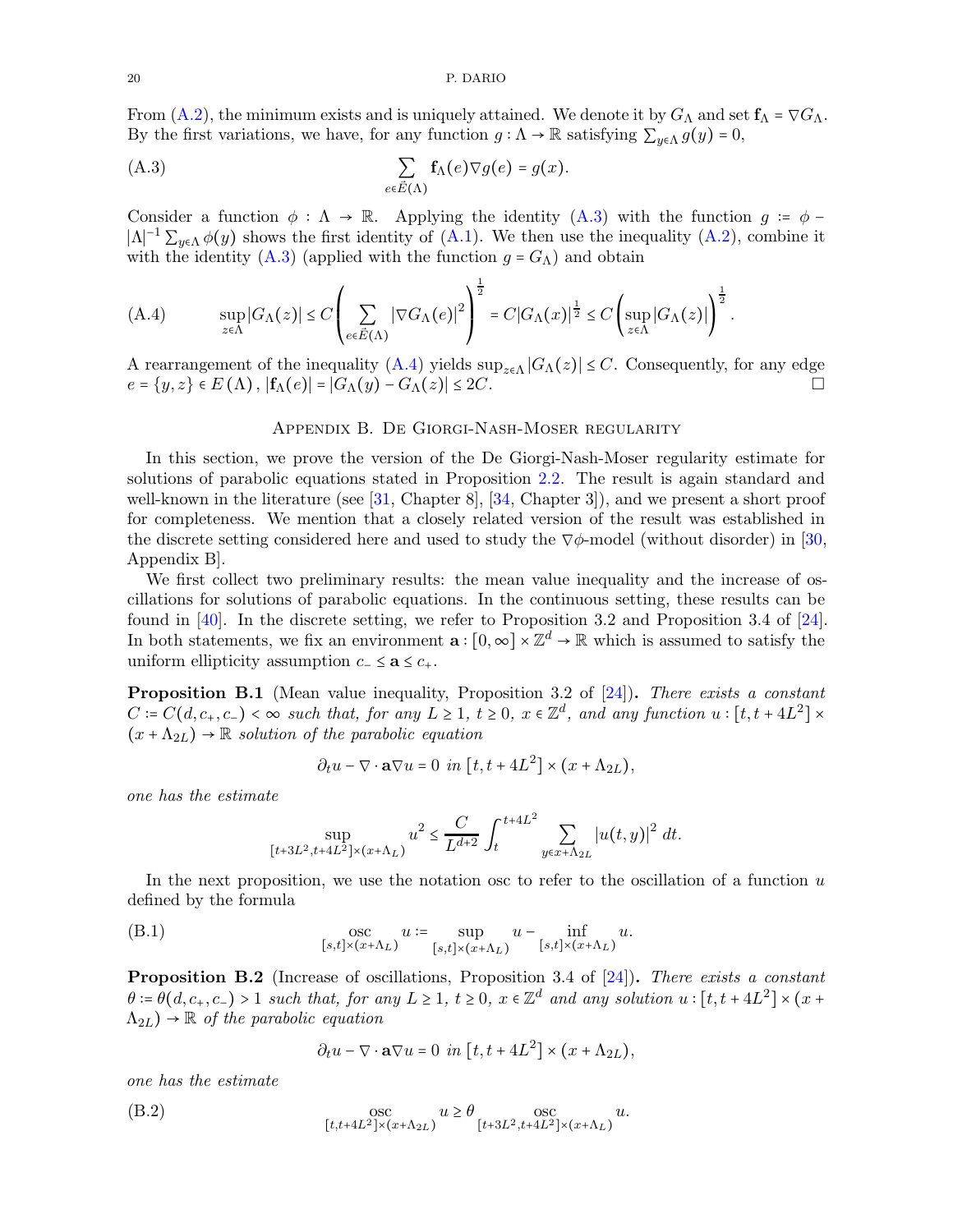From (A.2), the minimum exists and is uniquely attained. We denote it by $G_\Lambda$ and set $\mathbf{f}_\Lambda = \nabla G_\Lambda$. By the first variations, we have, for any function $g : \Lambda \to \mathbb{R}$ satisfying $\sum_{y \in \Lambda} g(y) = 0$,

$$\sum_{e \in \vec{E}(\Lambda)} \mathbf{f}_\Lambda(e) \nabla g(e) = g(x). \tag{A.3}$$

Consider a function $\phi : \Lambda \to \mathbb{R}$. Applying the identity (A.3) with the function $g := \phi - |\Lambda|^{-1} \sum_{y \in \Lambda} \phi(y)$ shows the first identity of (A.1). We then use the inequality (A.2), combine it with the identity (A.3) (applied with the function $g = G_\Lambda$) and obtain

$$\sup_{z \in \Lambda} |G_\Lambda(z)| \leq C \left( \sum_{e \in \vec{E}(\Lambda)} |\nabla G_\Lambda(e)|^2 \right)^{\frac{1}{2}} = C |G_\Lambda(x)|^{\frac{1}{2}} \leq C \left( \sup_{z \in \Lambda} |G_\Lambda(z)| \right)^{\frac{1}{2}}. \tag{A.4}$$

A rearrangement of the inequality (A.4) yields $\sup_{z \in \Lambda} |G_\Lambda(z)| \leq C$. Consequently, for any edge $e = \{y, z\} \in E(\Lambda)$, $|\mathbf{f}_\Lambda(e)| = |G_\Lambda(y) - G_\Lambda(z)| \leq 2C$. □

## Appendix B. De Giorgi-Nash-Moser regularity

In this section, we prove the version of the De Giorgi-Nash-Moser regularity estimate for solutions of parabolic equations stated in Proposition 2.2. The result is again standard and well-known in the literature (see [31, Chapter 8], [34, Chapter 3]), and we present a short proof for completeness. We mention that a closely related version of the result was established in the discrete setting considered here and used to study the $\nabla\phi$-model (without disorder) in [30, Appendix B].

We first collect two preliminary results: the mean value inequality and the increase of oscillations for solutions of parabolic equations. In the continuous setting, these results can be found in [40]. In the discrete setting, we refer to Proposition 3.2 and Proposition 3.4 of [24]. In both statements, we fix an environment $\mathbf{a} : [0, \infty] \times \mathbb{Z}^d \to \mathbb{R}$ which is assumed to satisfy the uniform ellipticity assumption $c_- \leq \mathbf{a} \leq c_+$.

**Proposition B.1** (Mean value inequality, Proposition 3.2 of [24])**.** *There exists a constant $C := C(d, c_+, c_-) < \infty$ such that, for any $L \geq 1$, $t \geq 0$, $x \in \mathbb{Z}^d$, and any function $u : [t, t + 4L^2] \times (x + \Lambda_{2L}) \to \mathbb{R}$ solution of the parabolic equation*

$$\partial_t u - \nabla \cdot \mathbf{a} \nabla u = 0 \ \text{in} \ [t, t + 4L^2] \times (x + \Lambda_{2L}),$$

*one has the estimate*

$$\sup_{[t+3L^2, t+4L^2] \times (x + \Lambda_L)} u^2 \leq \frac{C}{L^{d+2}} \int_t^{t+4L^2} \sum_{y \in x + \Lambda_{2L}} |u(t, y)|^2 \, dt.$$

In the next proposition, we use the notation osc to refer to the oscillation of a function $u$ defined by the formula

$$\operatorname*{osc}_{[s,t] \times (x + \Lambda_L)} u := \sup_{[s,t] \times (x + \Lambda_L)} u - \inf_{[s,t] \times (x + \Lambda_L)} u. \tag{B.1}$$

**Proposition B.2** (Increase of oscillations, Proposition 3.4 of [24])**.** *There exists a constant $\theta := \theta(d, c_+, c_-) > 1$ such that, for any $L \geq 1$, $t \geq 0$, $x \in \mathbb{Z}^d$ and any solution $u : [t, t + 4L^2] \times (x + \Lambda_{2L}) \to \mathbb{R}$ of the parabolic equation*

$$\partial_t u - \nabla \cdot \mathbf{a} \nabla u = 0 \ \text{in} \ [t, t + 4L^2] \times (x + \Lambda_{2L}),$$

*one has the estimate*

$$\operatorname*{osc}_{[t, t+4L^2] \times (x + \Lambda_{2L})} u \geq \theta \operatorname*{osc}_{[t+3L^2, t+4L^2] \times (x + \Lambda_L)} u. \tag{B.2}$$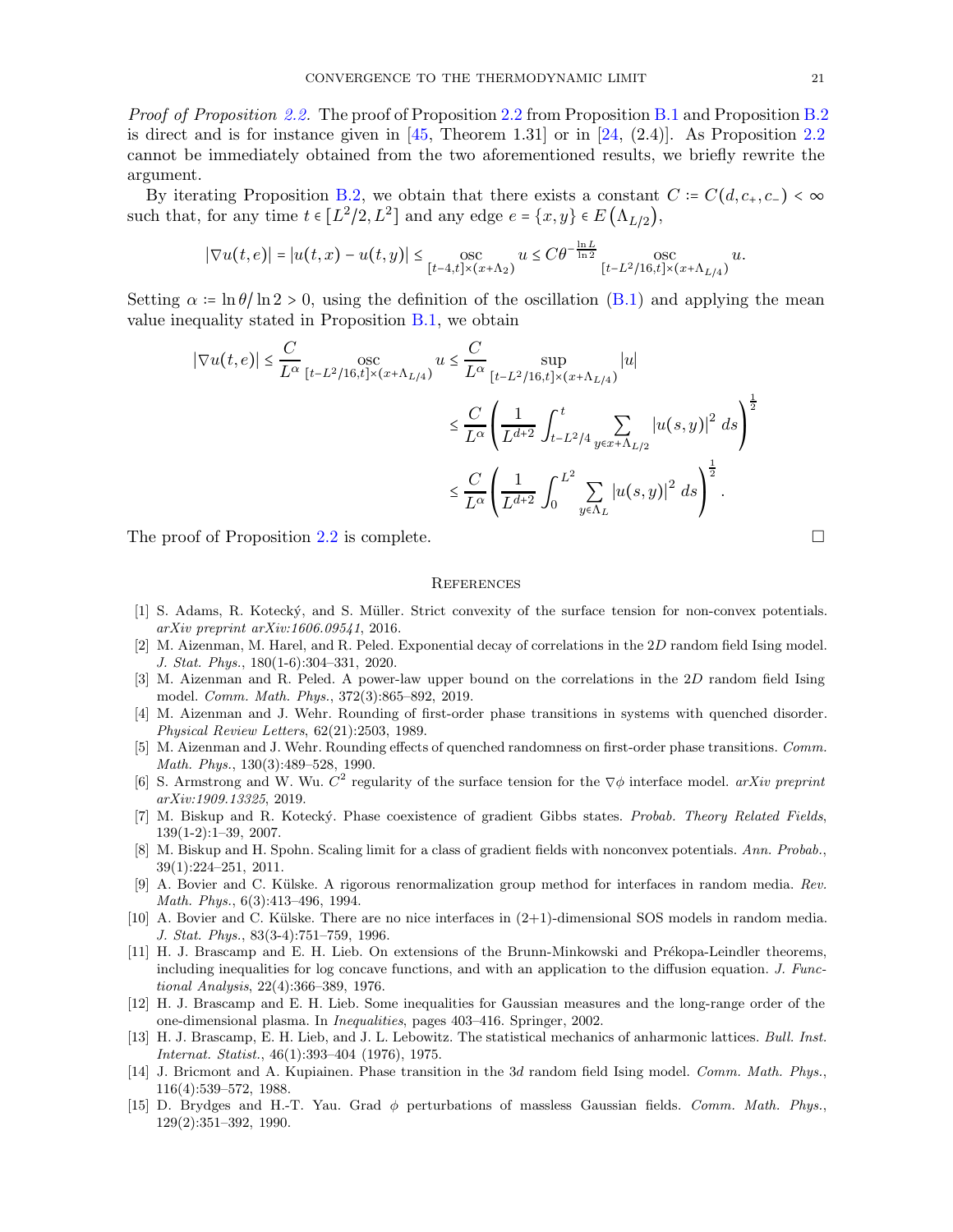*Proof of Proposition 2.2.* The proof of Proposition 2.2 from Proposition B.1 and Proposition B.2 is direct and is for instance given in [45, Theorem 1.31] or in [24, (2.4)]. As Proposition 2.2 cannot be immediately obtained from the two aforementioned results, we briefly rewrite the argument.

By iterating Proposition B.2, we obtain that there exists a constant $C := C(d, c_+, c_-) < \infty$ such that, for any time $t \in [L^2/2, L^2]$ and any edge $e = \{x,y\} \in E(\Lambda_{L/2})$,

$$|\nabla u(t,e)| = |u(t,x) - u(t,y)| \leq \underset{[t-4,t]\times(x+\Lambda_2)}{\operatorname{osc}} u \leq C\theta^{-\frac{\ln L}{\ln 2}} \underset{[t-L^2/16,t]\times(x+\Lambda_{L/4})}{\operatorname{osc}} u.$$

Setting $\alpha := \ln\theta/\ln 2 > 0$, using the definition of the oscillation (B.1) and applying the mean value inequality stated in Proposition B.1, we obtain

$$\begin{aligned}
|\nabla u(t,e)| \leq \frac{C}{L^\alpha} \underset{[t-L^2/16,t]\times(x+\Lambda_{L/4})}{\operatorname{osc}} u &\leq \frac{C}{L^\alpha} \sup_{[t-L^2/16,t]\times(x+\Lambda_{L/4})} |u| \\
&\leq \frac{C}{L^\alpha}\left(\frac{1}{L^{d+2}}\int_{t-L^2/4}^{t} \sum_{y\in x+\Lambda_{L/2}} |u(s,y)|^2 \, ds\right)^{\frac{1}{2}} \\
&\leq \frac{C}{L^\alpha}\left(\frac{1}{L^{d+2}}\int_{0}^{L^2} \sum_{y\in \Lambda_{L}} |u(s,y)|^2 \, ds\right)^{\frac{1}{2}}.
\end{aligned}$$

The proof of Proposition 2.2 is complete. $\square$

## References

[1] S. Adams, R. Kotecký, and S. Müller. Strict convexity of the surface tension for non-convex potentials. *arXiv preprint arXiv:1606.09541*, 2016.

[2] M. Aizenman, M. Harel, and R. Peled. Exponential decay of correlations in the $2D$ random field Ising model. *J. Stat. Phys.*, 180(1-6):304–331, 2020.

[3] M. Aizenman and R. Peled. A power-law upper bound on the correlations in the $2D$ random field Ising model. *Comm. Math. Phys.*, 372(3):865–892, 2019.

[4] M. Aizenman and J. Wehr. Rounding of first-order phase transitions in systems with quenched disorder. *Physical Review Letters*, 62(21):2503, 1989.

[5] M. Aizenman and J. Wehr. Rounding effects of quenched randomness on first-order phase transitions. *Comm. Math. Phys.*, 130(3):489–528, 1990.

[6] S. Armstrong and W. Wu. $C^2$ regularity of the surface tension for the $\nabla\phi$ interface model. *arXiv preprint arXiv:1909.13325*, 2019.

[7] M. Biskup and R. Kotecký. Phase coexistence of gradient Gibbs states. *Probab. Theory Related Fields*, 139(1-2):1–39, 2007.

[8] M. Biskup and H. Spohn. Scaling limit for a class of gradient fields with nonconvex potentials. *Ann. Probab.*, 39(1):224–251, 2011.

[9] A. Bovier and C. Külske. A rigorous renormalization group method for interfaces in random media. *Rev. Math. Phys.*, 6(3):413–496, 1994.

[10] A. Bovier and C. Külske. There are no nice interfaces in (2+1)-dimensional SOS models in random media. *J. Stat. Phys.*, 83(3-4):751–759, 1996.

[11] H. J. Brascamp and E. H. Lieb. On extensions of the Brunn-Minkowski and Prékopa-Leindler theorems, including inequalities for log concave functions, and with an application to the diffusion equation. *J. Functional Analysis*, 22(4):366–389, 1976.

[12] H. J. Brascamp and E. H. Lieb. Some inequalities for Gaussian measures and the long-range order of the one-dimensional plasma. In *Inequalities*, pages 403–416. Springer, 2002.

[13] H. J. Brascamp, E. H. Lieb, and J. L. Lebowitz. The statistical mechanics of anharmonic lattices. *Bull. Inst. Internat. Statist.*, 46(1):393–404 (1976), 1975.

[14] J. Bricmont and A. Kupiainen. Phase transition in the $3d$ random field Ising model. *Comm. Math. Phys.*, 116(4):539–572, 1988.

[15] D. Brydges and H.-T. Yau. Grad $\phi$ perturbations of massless Gaussian fields. *Comm. Math. Phys.*, 129(2):351–392, 1990.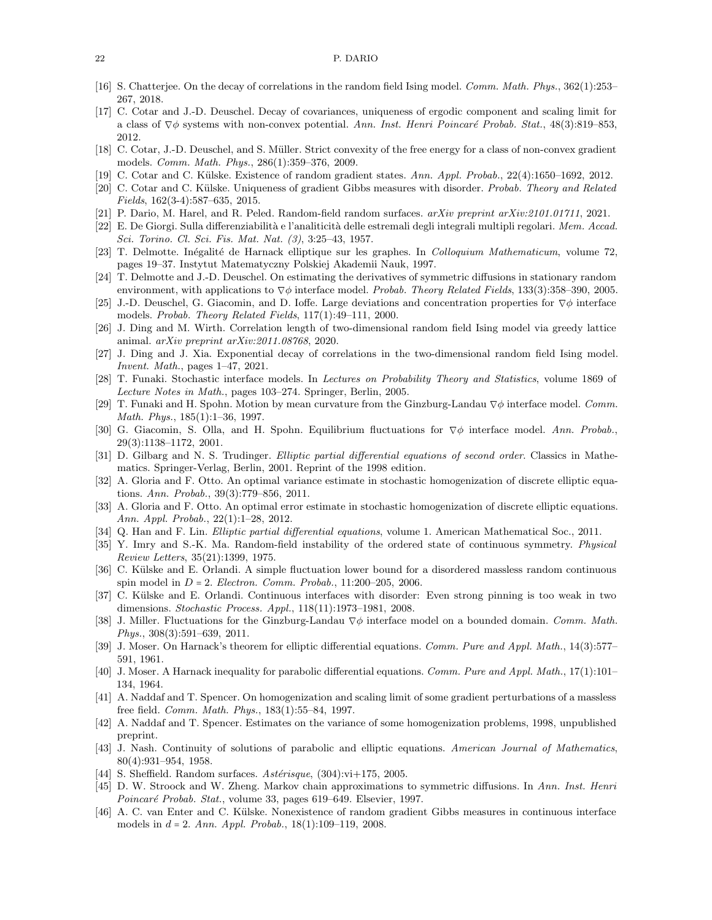[16] S. Chatterjee. On the decay of correlations in the random field Ising model. *Comm. Math. Phys.*, 362(1):253–267, 2018.

[17] C. Cotar and J.-D. Deuschel. Decay of covariances, uniqueness of ergodic component and scaling limit for a class of $\nabla\phi$ systems with non-convex potential. *Ann. Inst. Henri Poincaré Probab. Stat.*, 48(3):819–853, 2012.

[18] C. Cotar, J.-D. Deuschel, and S. Müller. Strict convexity of the free energy for a class of non-convex gradient models. *Comm. Math. Phys.*, 286(1):359–376, 2009.

[19] C. Cotar and C. Külske. Existence of random gradient states. *Ann. Appl. Probab.*, 22(4):1650–1692, 2012.

[20] C. Cotar and C. Külske. Uniqueness of gradient Gibbs measures with disorder. *Probab. Theory and Related Fields*, 162(3-4):587–635, 2015.

[21] P. Dario, M. Harel, and R. Peled. Random-field random surfaces. *arXiv preprint arXiv:2101.01711*, 2021.

[22] E. De Giorgi. Sulla differenziabilità e l'analiticità delle estremali degli integrali multipli regolari. *Mem. Accad. Sci. Torino. Cl. Sci. Fis. Mat. Nat. (3)*, 3:25–43, 1957.

[23] T. Delmotte. Inégalité de Harnack elliptique sur les graphes. In *Colloquium Mathematicum*, volume 72, pages 19–37. Instytut Matematyczny Polskiej Akademii Nauk, 1997.

[24] T. Delmotte and J.-D. Deuschel. On estimating the derivatives of symmetric diffusions in stationary random environment, with applications to $\nabla\phi$ interface model. *Probab. Theory Related Fields*, 133(3):358–390, 2005.

[25] J.-D. Deuschel, G. Giacomin, and D. Ioffe. Large deviations and concentration properties for $\nabla\phi$ interface models. *Probab. Theory Related Fields*, 117(1):49–111, 2000.

[26] J. Ding and M. Wirth. Correlation length of two-dimensional random field Ising model via greedy lattice animal. *arXiv preprint arXiv:2011.08768*, 2020.

[27] J. Ding and J. Xia. Exponential decay of correlations in the two-dimensional random field Ising model. *Invent. Math.*, pages 1–47, 2021.

[28] T. Funaki. Stochastic interface models. In *Lectures on Probability Theory and Statistics*, volume 1869 of *Lecture Notes in Math.*, pages 103–274. Springer, Berlin, 2005.

[29] T. Funaki and H. Spohn. Motion by mean curvature from the Ginzburg-Landau $\nabla\phi$ interface model. *Comm. Math. Phys.*, 185(1):1–36, 1997.

[30] G. Giacomin, S. Olla, and H. Spohn. Equilibrium fluctuations for $\nabla\phi$ interface model. *Ann. Probab.*, 29(3):1138–1172, 2001.

[31] D. Gilbarg and N. S. Trudinger. *Elliptic partial differential equations of second order*. Classics in Mathematics. Springer-Verlag, Berlin, 2001. Reprint of the 1998 edition.

[32] A. Gloria and F. Otto. An optimal variance estimate in stochastic homogenization of discrete elliptic equations. *Ann. Probab.*, 39(3):779–856, 2011.

[33] A. Gloria and F. Otto. An optimal error estimate in stochastic homogenization of discrete elliptic equations. *Ann. Appl. Probab.*, 22(1):1–28, 2012.

[34] Q. Han and F. Lin. *Elliptic partial differential equations*, volume 1. American Mathematical Soc., 2011.

[35] Y. Imry and S.-K. Ma. Random-field instability of the ordered state of continuous symmetry. *Physical Review Letters*, 35(21):1399, 1975.

[36] C. Külske and E. Orlandi. A simple fluctuation lower bound for a disordered massless random continuous spin model in $D = 2$. *Electron. Comm. Probab.*, 11:200–205, 2006.

[37] C. Külske and E. Orlandi. Continuous interfaces with disorder: Even strong pinning is too weak in two dimensions. *Stochastic Process. Appl.*, 118(11):1973–1981, 2008.

[38] J. Miller. Fluctuations for the Ginzburg-Landau $\nabla\phi$ interface model on a bounded domain. *Comm. Math. Phys.*, 308(3):591–639, 2011.

[39] J. Moser. On Harnack's theorem for elliptic differential equations. *Comm. Pure and Appl. Math.*, 14(3):577–591, 1961.

[40] J. Moser. A Harnack inequality for parabolic differential equations. *Comm. Pure and Appl. Math.*, 17(1):101–134, 1964.

[41] A. Naddaf and T. Spencer. On homogenization and scaling limit of some gradient perturbations of a massless free field. *Comm. Math. Phys.*, 183(1):55–84, 1997.

[42] A. Naddaf and T. Spencer. Estimates on the variance of some homogenization problems, 1998, unpublished preprint.

[43] J. Nash. Continuity of solutions of parabolic and elliptic equations. *American Journal of Mathematics*, 80(4):931–954, 1958.

[44] S. Sheffield. Random surfaces. *Astérisque*, (304):vi+175, 2005.

[45] D. W. Stroock and W. Zheng. Markov chain approximations to symmetric diffusions. In *Ann. Inst. Henri Poincaré Probab. Stat.*, volume 33, pages 619–649. Elsevier, 1997.

[46] A. C. van Enter and C. Külske. Nonexistence of random gradient Gibbs measures in continuous interface models in $d = 2$. *Ann. Appl. Probab.*, 18(1):109–119, 2008.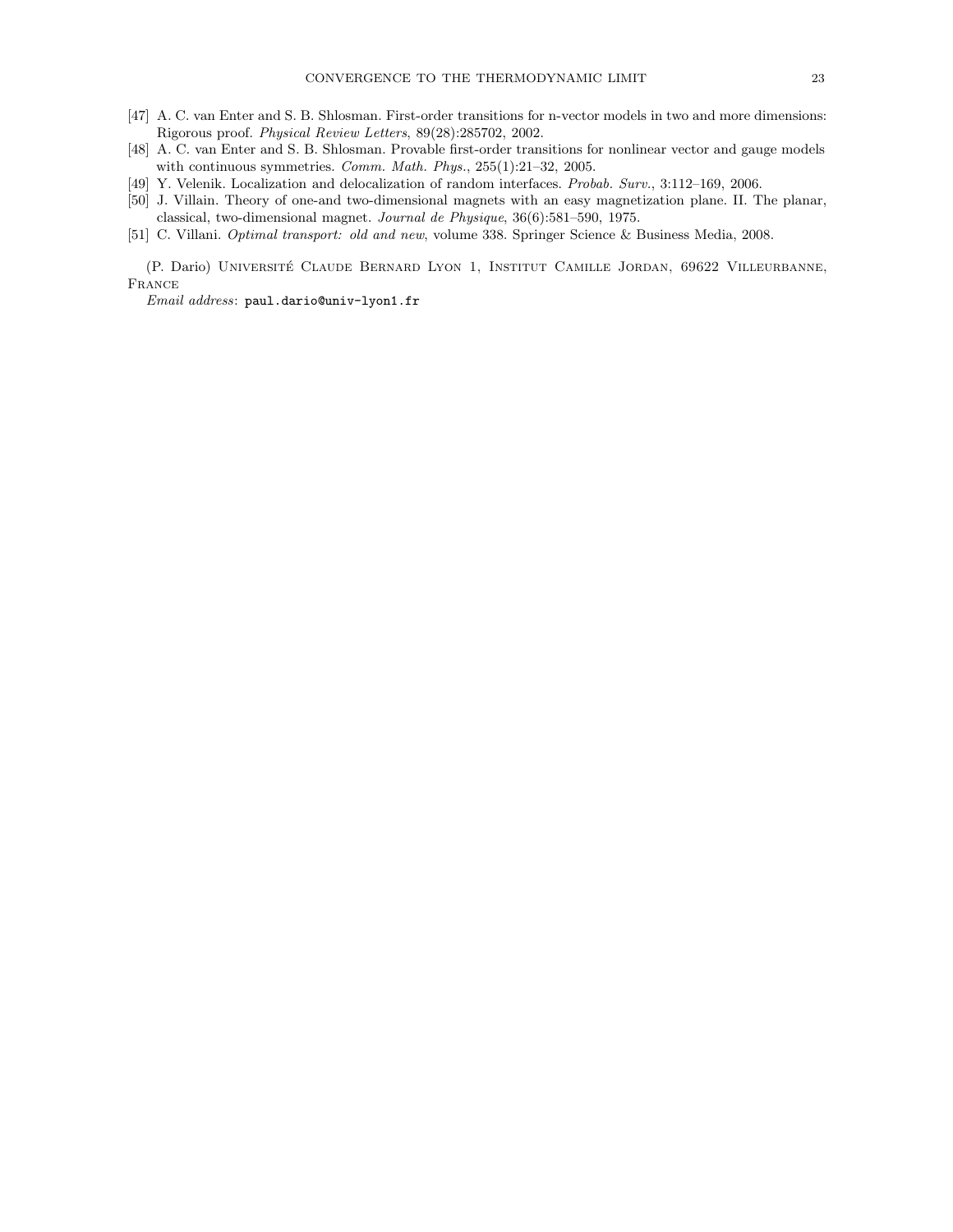[47] A. C. van Enter and S. B. Shlosman. First-order transitions for n-vector models in two and more dimensions: Rigorous proof. *Physical Review Letters*, 89(28):285702, 2002.

[48] A. C. van Enter and S. B. Shlosman. Provable first-order transitions for nonlinear vector and gauge models with continuous symmetries. *Comm. Math. Phys.*, 255(1):21–32, 2005.

[49] Y. Velenik. Localization and delocalization of random interfaces. *Probab. Surv.*, 3:112–169, 2006.

[50] J. Villain. Theory of one-and two-dimensional magnets with an easy magnetization plane. II. The planar, classical, two-dimensional magnet. *Journal de Physique*, 36(6):581–590, 1975.

[51] C. Villani. *Optimal transport: old and new*, volume 338. Springer Science & Business Media, 2008.

(P. Dario) Université Claude Bernard Lyon 1, Institut Camille Jordan, 69622 Villeurbanne, France

*Email address*: paul.dario@univ-lyon1.fr